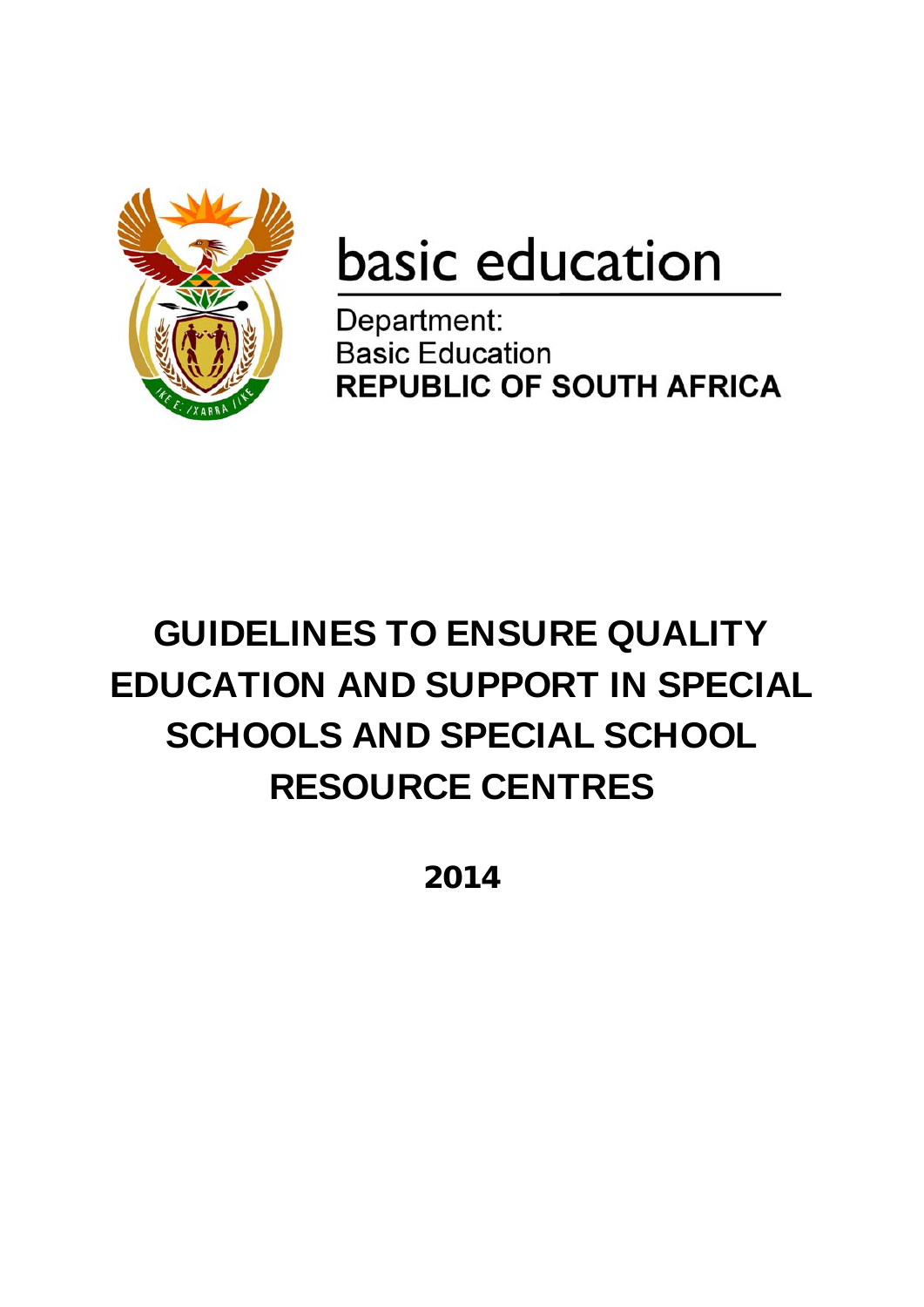basic education

Department:
Basic Education
**REPUBLIC OF SOUTH AFRICA**

# GUIDELINES TO ENSURE QUALITY EDUCATION AND SUPPORT IN SPECIAL SCHOOLS AND SPECIAL SCHOOL RESOURCE CENTRES

**2014**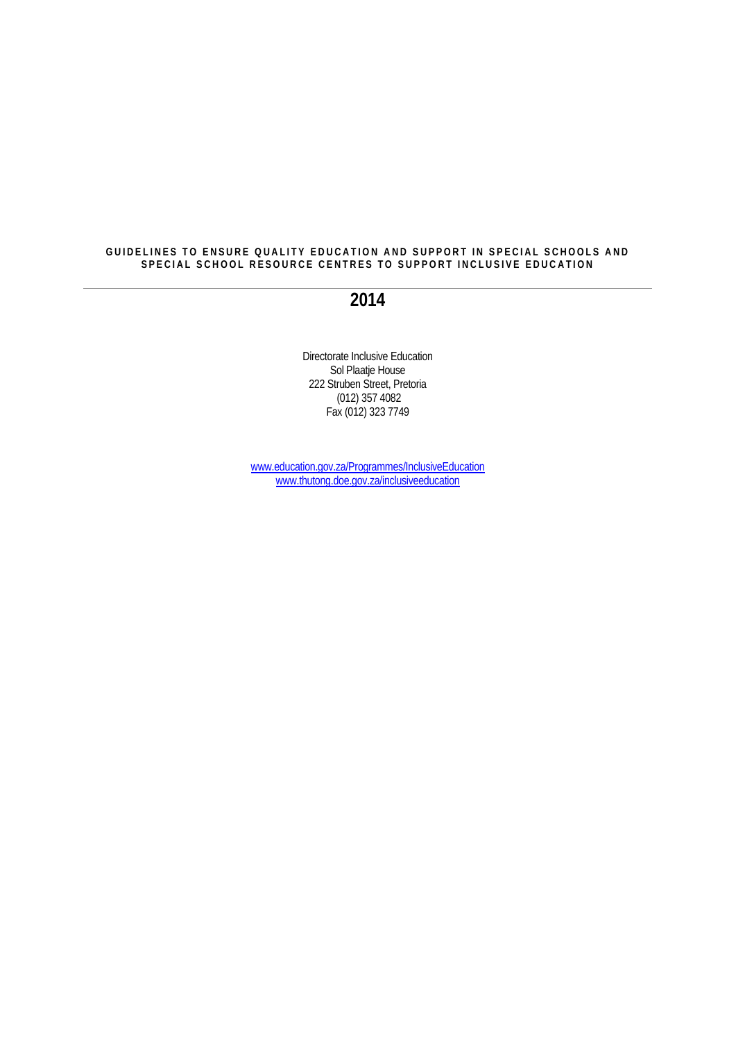**GUIDELINES TO ENSURE QUALITY EDUCATION AND SUPPORT IN SPECIAL SCHOOLS AND SPECIAL SCHOOL RESOURCE CENTRES TO SUPPORT INCLUSIVE EDUCATION**

---

# 2014

Directorate Inclusive Education
Sol Plaatje House
222 Struben Street, Pretoria
(012) 357 4082
Fax (012) 323 7749

www.education.gov.za/Programmes/InclusiveEducation
www.thutong.doe.gov.za/inclusiveeducation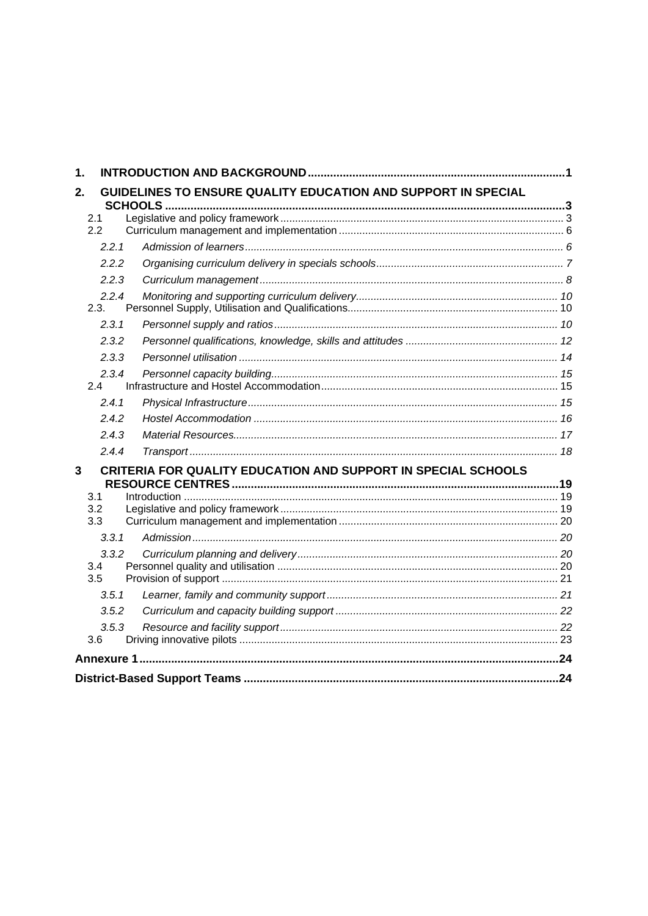| | | |
|---|---|---|
| **1.** | **INTRODUCTION AND BACKGROUND** | **1** |
| **2.** | **GUIDELINES TO ENSURE QUALITY EDUCATION AND SUPPORT IN SPECIAL SCHOOLS** | **3** |
| 2.1 | Legislative and policy framework | 3 |
| 2.2 | Curriculum management and implementation | 6 |
| *2.2.1* | *Admission of learners* | *6* |
| *2.2.2* | *Organising curriculum delivery in specials schools* | *7* |
| *2.2.3* | *Curriculum management* | *8* |
| *2.2.4* | *Monitoring and supporting curriculum delivery* | *10* |
| 2.3. | Personnel Supply, Utilisation and Qualifications | 10 |
| *2.3.1* | *Personnel supply and ratios* | *10* |
| *2.3.2* | *Personnel qualifications, knowledge, skills and attitudes* | *12* |
| *2.3.3* | *Personnel utilisation* | *14* |
| *2.3.4* | *Personnel capacity building* | *15* |
| 2.4 | Infrastructure and Hostel Accommodation | 15 |
| *2.4.1* | *Physical Infrastructure* | *15* |
| *2.4.2* | *Hostel Accommodation* | *16* |
| *2.4.3* | *Material Resources* | *17* |
| *2.4.4* | *Transport* | *18* |
| **3** | **CRITERIA FOR QUALITY EDUCATION AND SUPPORT IN SPECIAL SCHOOLS RESOURCE CENTRES** | **19** |
| 3.1 | Introduction | 19 |
| 3.2 | Legislative and policy framework | 19 |
| 3.3 | Curriculum management and implementation | 20 |
| *3.3.1* | *Admission* | *20* |
| *3.3.2* | *Curriculum planning and delivery* | *20* |
| 3.4 | Personnel quality and utilisation | 20 |
| 3.5 | Provision of support | 21 |
| *3.5.1* | *Learner, family and community support* | *21* |
| *3.5.2* | *Curriculum and capacity building support* | *22* |
| *3.5.3* | *Resource and facility support* | *22* |
| 3.6 | Driving innovative pilots | 23 |
| | **Annexure 1** | **24** |
| | **District-Based Support Teams** | **24** |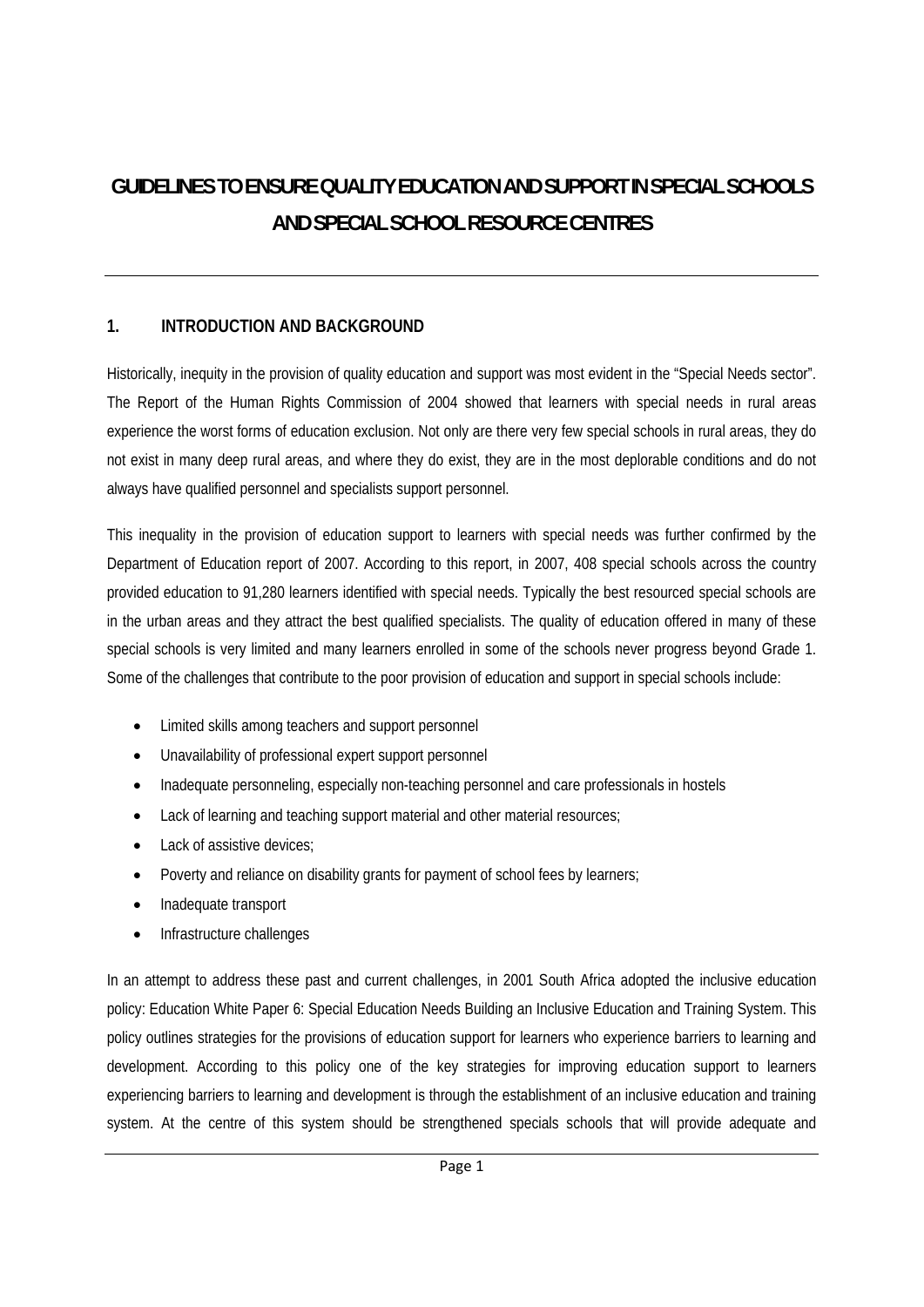# GUIDELINES TO ENSURE QUALITY EDUCATION AND SUPPORT IN SPECIAL SCHOOLS AND SPECIAL SCHOOL RESOURCE CENTRES

## 1. INTRODUCTION AND BACKGROUND

Historically, inequity in the provision of quality education and support was most evident in the "Special Needs sector". The Report of the Human Rights Commission of 2004 showed that learners with special needs in rural areas experience the worst forms of education exclusion. Not only are there very few special schools in rural areas, they do not exist in many deep rural areas, and where they do exist, they are in the most deplorable conditions and do not always have qualified personnel and specialists support personnel.

This inequality in the provision of education support to learners with special needs was further confirmed by the Department of Education report of 2007. According to this report, in 2007, 408 special schools across the country provided education to 91,280 learners identified with special needs. Typically the best resourced special schools are in the urban areas and they attract the best qualified specialists. The quality of education offered in many of these special schools is very limited and many learners enrolled in some of the schools never progress beyond Grade 1. Some of the challenges that contribute to the poor provision of education and support in special schools include:

- Limited skills among teachers and support personnel
- Unavailability of professional expert support personnel
- Inadequate personneling, especially non-teaching personnel and care professionals in hostels
- Lack of learning and teaching support material and other material resources;
- Lack of assistive devices;
- Poverty and reliance on disability grants for payment of school fees by learners;
- Inadequate transport
- Infrastructure challenges

In an attempt to address these past and current challenges, in 2001 South Africa adopted the inclusive education policy: Education White Paper 6: Special Education Needs Building an Inclusive Education and Training System. This policy outlines strategies for the provisions of education support for learners who experience barriers to learning and development. According to this policy one of the key strategies for improving education support to learners experiencing barriers to learning and development is through the establishment of an inclusive education and training system. At the centre of this system should be strengthened specials schools that will provide adequate and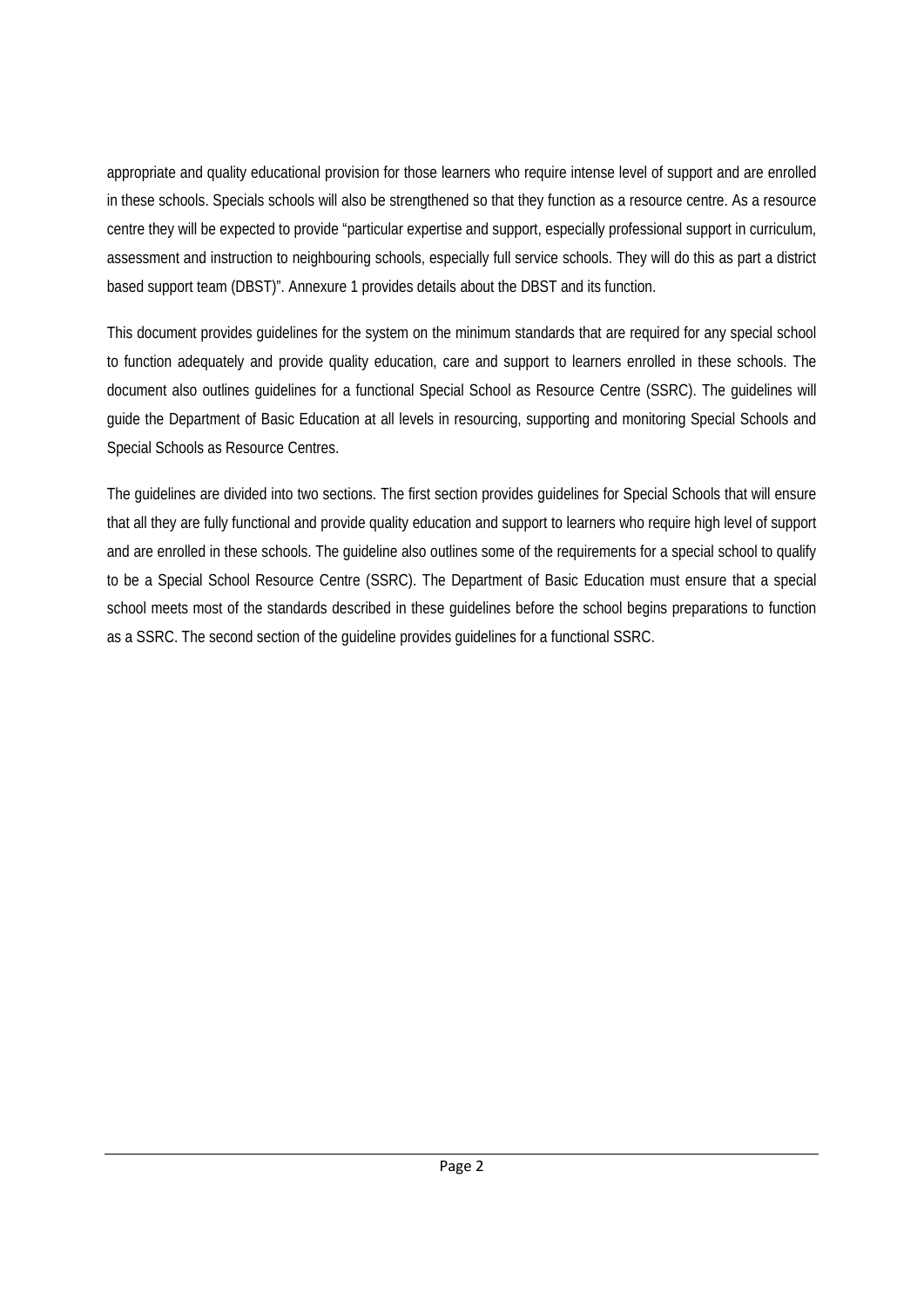appropriate and quality educational provision for those learners who require intense level of support and are enrolled in these schools. Specials schools will also be strengthened so that they function as a resource centre. As a resource centre they will be expected to provide "particular expertise and support, especially professional support in curriculum, assessment and instruction to neighbouring schools, especially full service schools. They will do this as part a district based support team (DBST)". Annexure 1 provides details about the DBST and its function.

This document provides guidelines for the system on the minimum standards that are required for any special school to function adequately and provide quality education, care and support to learners enrolled in these schools. The document also outlines guidelines for a functional Special School as Resource Centre (SSRC). The guidelines will guide the Department of Basic Education at all levels in resourcing, supporting and monitoring Special Schools and Special Schools as Resource Centres.

The guidelines are divided into two sections. The first section provides guidelines for Special Schools that will ensure that all they are fully functional and provide quality education and support to learners who require high level of support and are enrolled in these schools. The guideline also outlines some of the requirements for a special school to qualify to be a Special School Resource Centre (SSRC). The Department of Basic Education must ensure that a special school meets most of the standards described in these guidelines before the school begins preparations to function as a SSRC. The second section of the guideline provides guidelines for a functional SSRC.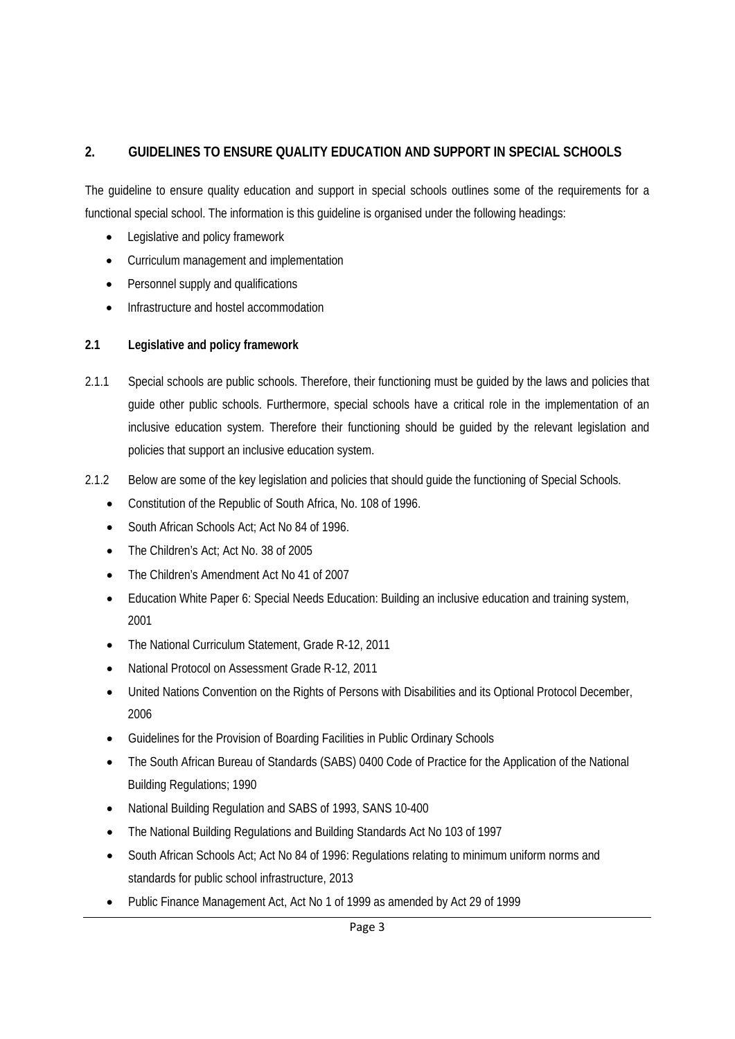## 2. GUIDELINES TO ENSURE QUALITY EDUCATION AND SUPPORT IN SPECIAL SCHOOLS

The guideline to ensure quality education and support in special schools outlines some of the requirements for a functional special school. The information is this guideline is organised under the following headings:

- Legislative and policy framework
- Curriculum management and implementation
- Personnel supply and qualifications
- Infrastructure and hostel accommodation

### 2.1 Legislative and policy framework

2.1.1 Special schools are public schools. Therefore, their functioning must be guided by the laws and policies that guide other public schools. Furthermore, special schools have a critical role in the implementation of an inclusive education system. Therefore their functioning should be guided by the relevant legislation and policies that support an inclusive education system.

2.1.2 Below are some of the key legislation and policies that should guide the functioning of Special Schools.

- Constitution of the Republic of South Africa, No. 108 of 1996.
- South African Schools Act; Act No 84 of 1996.
- The Children's Act; Act No. 38 of 2005
- The Children's Amendment Act No 41 of 2007
- Education White Paper 6: Special Needs Education: Building an inclusive education and training system, 2001
- The National Curriculum Statement, Grade R-12, 2011
- National Protocol on Assessment Grade R-12, 2011
- United Nations Convention on the Rights of Persons with Disabilities and its Optional Protocol December, 2006
- Guidelines for the Provision of Boarding Facilities in Public Ordinary Schools
- The South African Bureau of Standards (SABS) 0400 Code of Practice for the Application of the National Building Regulations; 1990
- National Building Regulation and SABS of 1993, SANS 10-400
- The National Building Regulations and Building Standards Act No 103 of 1997
- South African Schools Act; Act No 84 of 1996: Regulations relating to minimum uniform norms and standards for public school infrastructure, 2013
- Public Finance Management Act, Act No 1 of 1999 as amended by Act 29 of 1999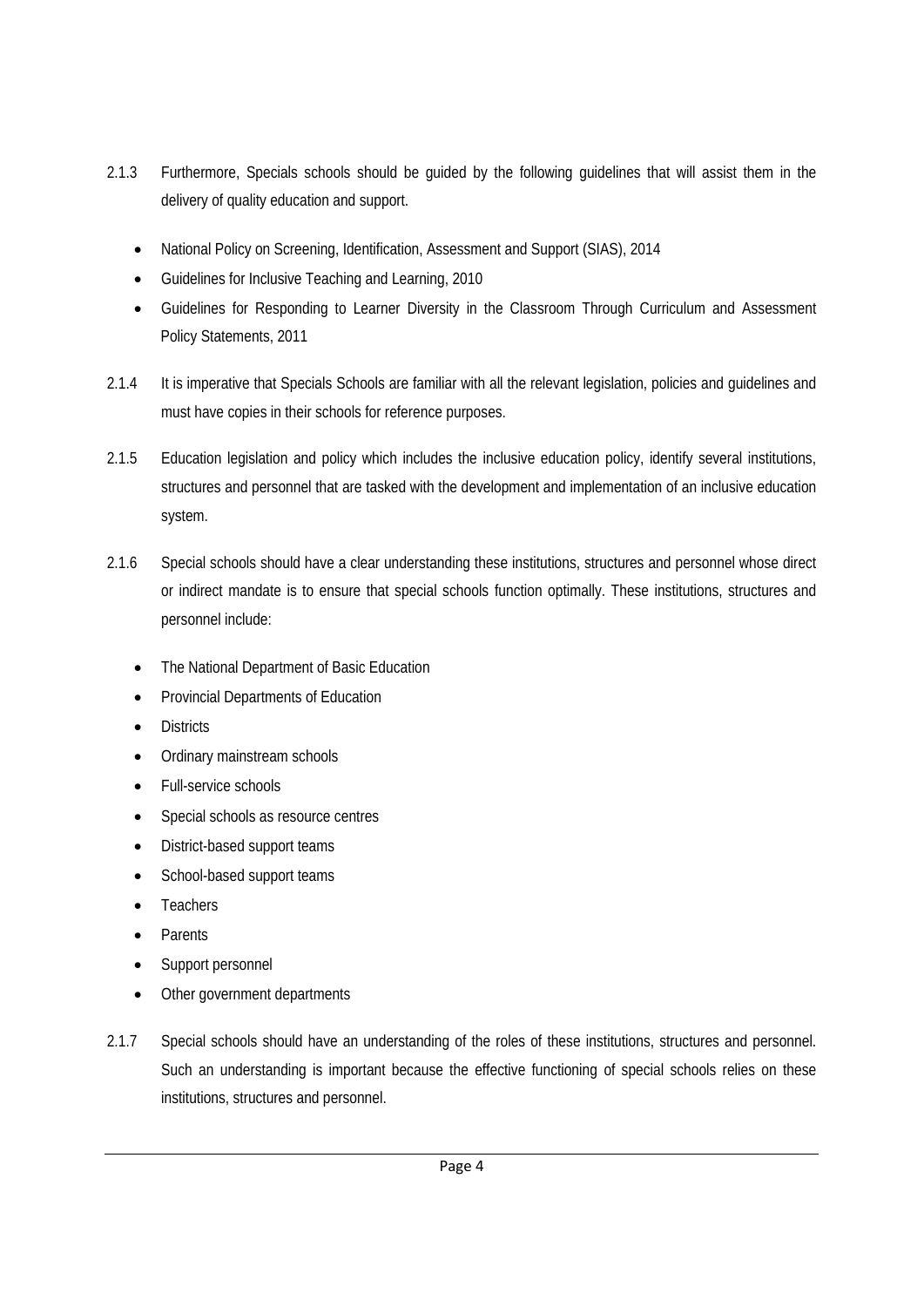2.1.3 Furthermore, Specials schools should be guided by the following guidelines that will assist them in the delivery of quality education and support.

- National Policy on Screening, Identification, Assessment and Support (SIAS), 2014
- Guidelines for Inclusive Teaching and Learning, 2010
- Guidelines for Responding to Learner Diversity in the Classroom Through Curriculum and Assessment Policy Statements, 2011

2.1.4 It is imperative that Specials Schools are familiar with all the relevant legislation, policies and guidelines and must have copies in their schools for reference purposes.

2.1.5 Education legislation and policy which includes the inclusive education policy, identify several institutions, structures and personnel that are tasked with the development and implementation of an inclusive education system.

2.1.6 Special schools should have a clear understanding these institutions, structures and personnel whose direct or indirect mandate is to ensure that special schools function optimally. These institutions, structures and personnel include:

- The National Department of Basic Education
- Provincial Departments of Education
- Districts
- Ordinary mainstream schools
- Full-service schools
- Special schools as resource centres
- District-based support teams
- School-based support teams
- Teachers
- Parents
- Support personnel
- Other government departments

2.1.7 Special schools should have an understanding of the roles of these institutions, structures and personnel. Such an understanding is important because the effective functioning of special schools relies on these institutions, structures and personnel.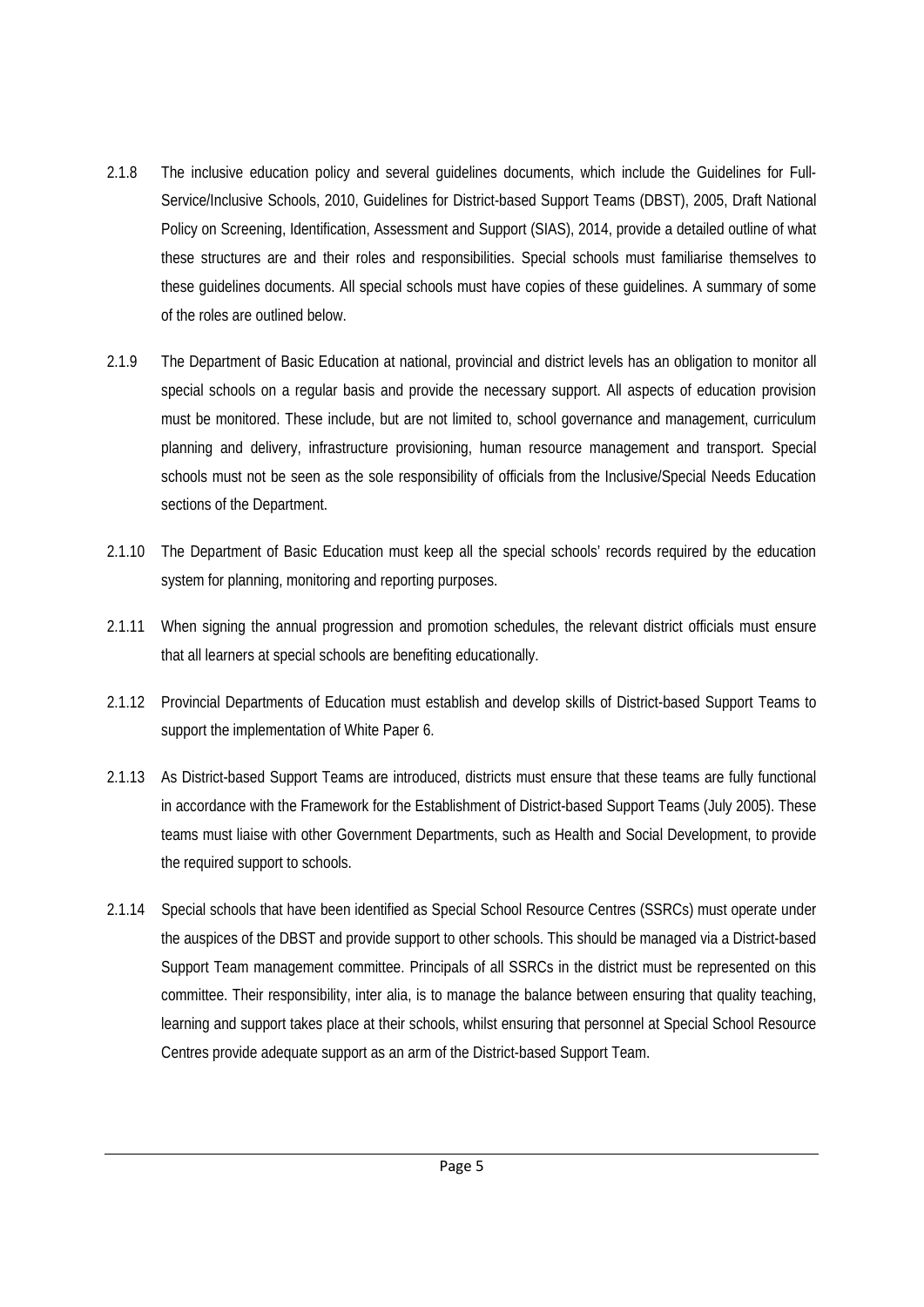2.1.8 The inclusive education policy and several guidelines documents, which include the Guidelines for Full-Service/Inclusive Schools, 2010, Guidelines for District-based Support Teams (DBST), 2005, Draft National Policy on Screening, Identification, Assessment and Support (SIAS), 2014, provide a detailed outline of what these structures are and their roles and responsibilities. Special schools must familiarise themselves to these guidelines documents. All special schools must have copies of these guidelines. A summary of some of the roles are outlined below.

2.1.9 The Department of Basic Education at national, provincial and district levels has an obligation to monitor all special schools on a regular basis and provide the necessary support. All aspects of education provision must be monitored. These include, but are not limited to, school governance and management, curriculum planning and delivery, infrastructure provisioning, human resource management and transport. Special schools must not be seen as the sole responsibility of officials from the Inclusive/Special Needs Education sections of the Department.

2.1.10 The Department of Basic Education must keep all the special schools' records required by the education system for planning, monitoring and reporting purposes.

2.1.11 When signing the annual progression and promotion schedules, the relevant district officials must ensure that all learners at special schools are benefiting educationally.

2.1.12 Provincial Departments of Education must establish and develop skills of District-based Support Teams to support the implementation of White Paper 6.

2.1.13 As District-based Support Teams are introduced, districts must ensure that these teams are fully functional in accordance with the Framework for the Establishment of District-based Support Teams (July 2005). These teams must liaise with other Government Departments, such as Health and Social Development, to provide the required support to schools.

2.1.14 Special schools that have been identified as Special School Resource Centres (SSRCs) must operate under the auspices of the DBST and provide support to other schools. This should be managed via a District-based Support Team management committee. Principals of all SSRCs in the district must be represented on this committee. Their responsibility, inter alia, is to manage the balance between ensuring that quality teaching, learning and support takes place at their schools, whilst ensuring that personnel at Special School Resource Centres provide adequate support as an arm of the District-based Support Team.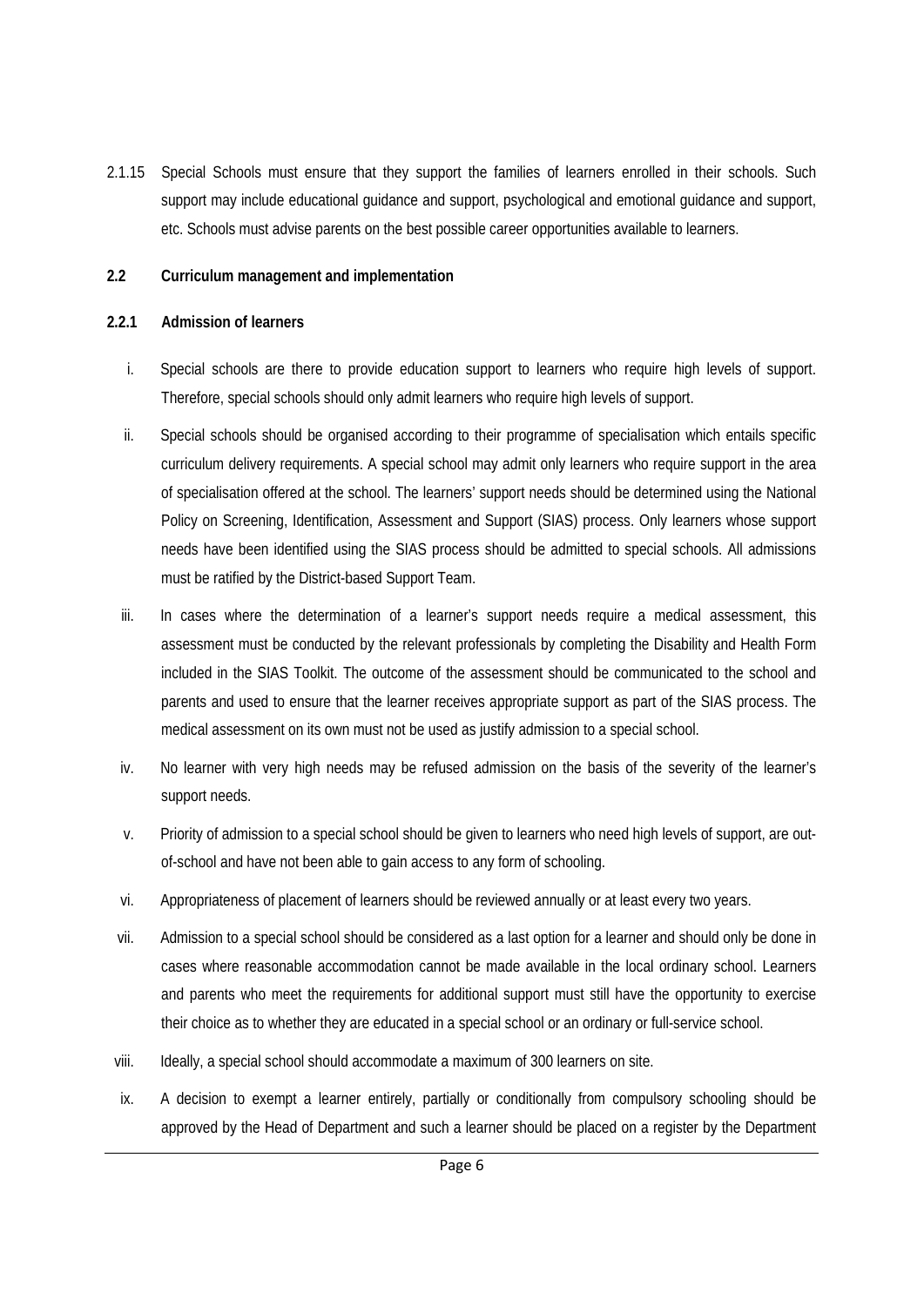2.1.15 Special Schools must ensure that they support the families of learners enrolled in their schools. Such support may include educational guidance and support, psychological and emotional guidance and support, etc. Schools must advise parents on the best possible career opportunities available to learners.

**2.2 Curriculum management and implementation**

**2.2.1 Admission of learners**

i. Special schools are there to provide education support to learners who require high levels of support. Therefore, special schools should only admit learners who require high levels of support.

ii. Special schools should be organised according to their programme of specialisation which entails specific curriculum delivery requirements. A special school may admit only learners who require support in the area of specialisation offered at the school. The learners' support needs should be determined using the National Policy on Screening, Identification, Assessment and Support (SIAS) process. Only learners whose support needs have been identified using the SIAS process should be admitted to special schools. All admissions must be ratified by the District-based Support Team.

iii. In cases where the determination of a learner's support needs require a medical assessment, this assessment must be conducted by the relevant professionals by completing the Disability and Health Form included in the SIAS Toolkit. The outcome of the assessment should be communicated to the school and parents and used to ensure that the learner receives appropriate support as part of the SIAS process. The medical assessment on its own must not be used as justify admission to a special school.

iv. No learner with very high needs may be refused admission on the basis of the severity of the learner's support needs.

v. Priority of admission to a special school should be given to learners who need high levels of support, are out-of-school and have not been able to gain access to any form of schooling.

vi. Appropriateness of placement of learners should be reviewed annually or at least every two years.

vii. Admission to a special school should be considered as a last option for a learner and should only be done in cases where reasonable accommodation cannot be made available in the local ordinary school. Learners and parents who meet the requirements for additional support must still have the opportunity to exercise their choice as to whether they are educated in a special school or an ordinary or full-service school.

viii. Ideally, a special school should accommodate a maximum of 300 learners on site.

ix. A decision to exempt a learner entirely, partially or conditionally from compulsory schooling should be approved by the Head of Department and such a learner should be placed on a register by the Department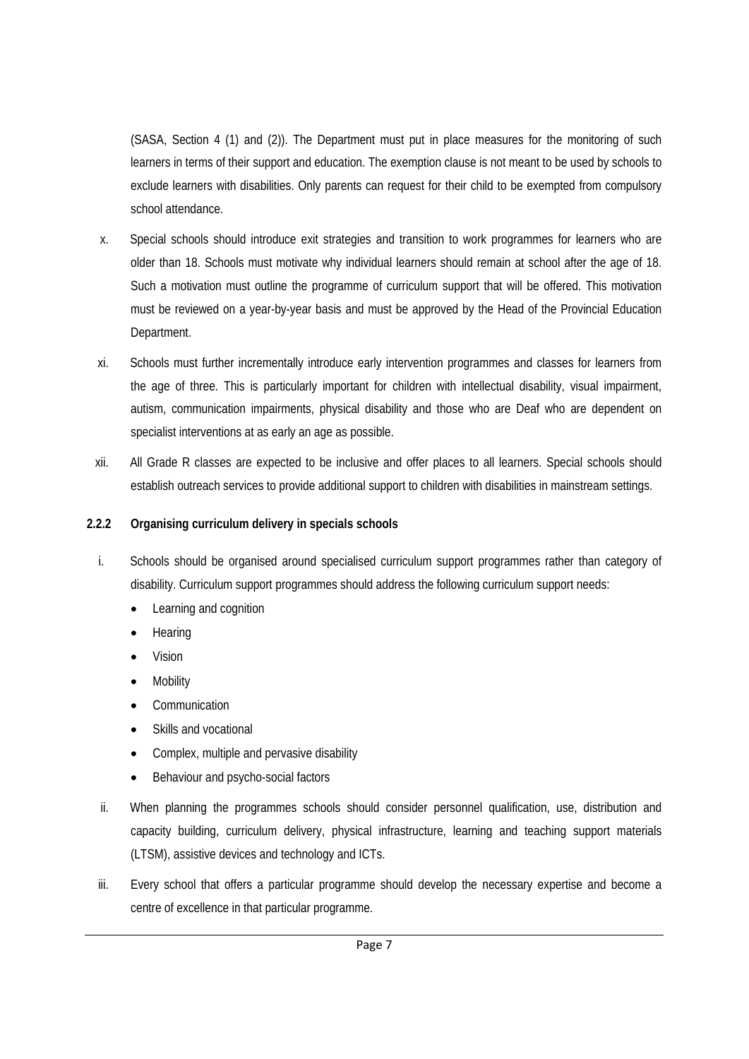(SASA, Section 4 (1) and (2)). The Department must put in place measures for the monitoring of such learners in terms of their support and education. The exemption clause is not meant to be used by schools to exclude learners with disabilities. Only parents can request for their child to be exempted from compulsory school attendance.

x. Special schools should introduce exit strategies and transition to work programmes for learners who are older than 18. Schools must motivate why individual learners should remain at school after the age of 18. Such a motivation must outline the programme of curriculum support that will be offered. This motivation must be reviewed on a year-by-year basis and must be approved by the Head of the Provincial Education Department.

xi. Schools must further incrementally introduce early intervention programmes and classes for learners from the age of three. This is particularly important for children with intellectual disability, visual impairment, autism, communication impairments, physical disability and those who are Deaf who are dependent on specialist interventions at as early an age as possible.

xii. All Grade R classes are expected to be inclusive and offer places to all learners. Special schools should establish outreach services to provide additional support to children with disabilities in mainstream settings.

**2.2.2 Organising curriculum delivery in specials schools**

i. Schools should be organised around specialised curriculum support programmes rather than category of disability. Curriculum support programmes should address the following curriculum support needs:
   - Learning and cognition
   - Hearing
   - Vision
   - Mobility
   - Communication
   - Skills and vocational
   - Complex, multiple and pervasive disability
   - Behaviour and psycho-social factors

ii. When planning the programmes schools should consider personnel qualification, use, distribution and capacity building, curriculum delivery, physical infrastructure, learning and teaching support materials (LTSM), assistive devices and technology and ICTs.

iii. Every school that offers a particular programme should develop the necessary expertise and become a centre of excellence in that particular programme.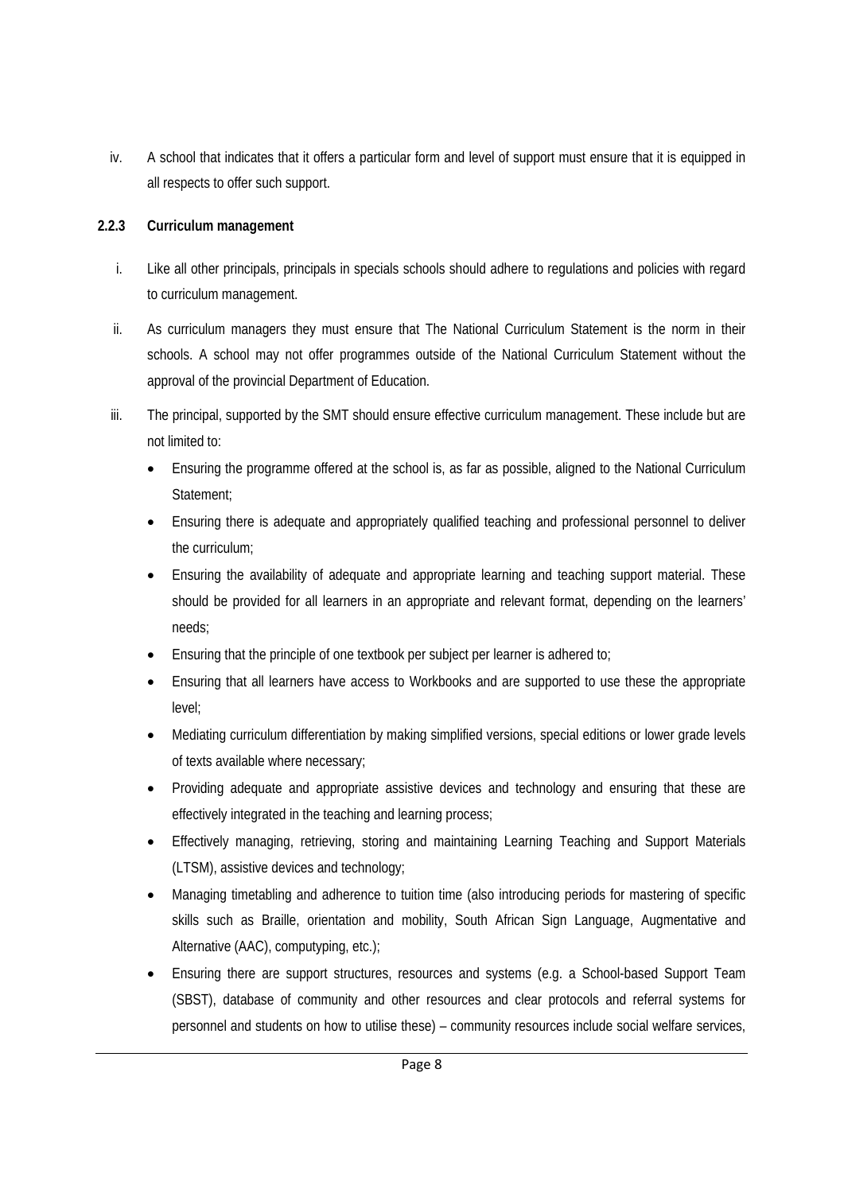iv. A school that indicates that it offers a particular form and level of support must ensure that it is equipped in all respects to offer such support.

### 2.2.3 Curriculum management

i. Like all other principals, principals in specials schools should adhere to regulations and policies with regard to curriculum management.

ii. As curriculum managers they must ensure that The National Curriculum Statement is the norm in their schools. A school may not offer programmes outside of the National Curriculum Statement without the approval of the provincial Department of Education.

iii. The principal, supported by the SMT should ensure effective curriculum management. These include but are not limited to:

- Ensuring the programme offered at the school is, as far as possible, aligned to the National Curriculum Statement;
- Ensuring there is adequate and appropriately qualified teaching and professional personnel to deliver the curriculum;
- Ensuring the availability of adequate and appropriate learning and teaching support material. These should be provided for all learners in an appropriate and relevant format, depending on the learners' needs;
- Ensuring that the principle of one textbook per subject per learner is adhered to;
- Ensuring that all learners have access to Workbooks and are supported to use these the appropriate level;
- Mediating curriculum differentiation by making simplified versions, special editions or lower grade levels of texts available where necessary;
- Providing adequate and appropriate assistive devices and technology and ensuring that these are effectively integrated in the teaching and learning process;
- Effectively managing, retrieving, storing and maintaining Learning Teaching and Support Materials (LTSM), assistive devices and technology;
- Managing timetabling and adherence to tuition time (also introducing periods for mastering of specific skills such as Braille, orientation and mobility, South African Sign Language, Augmentative and Alternative (AAC), computyping, etc.);
- Ensuring there are support structures, resources and systems (e.g. a School-based Support Team (SBST), database of community and other resources and clear protocols and referral systems for personnel and students on how to utilise these) – community resources include social welfare services,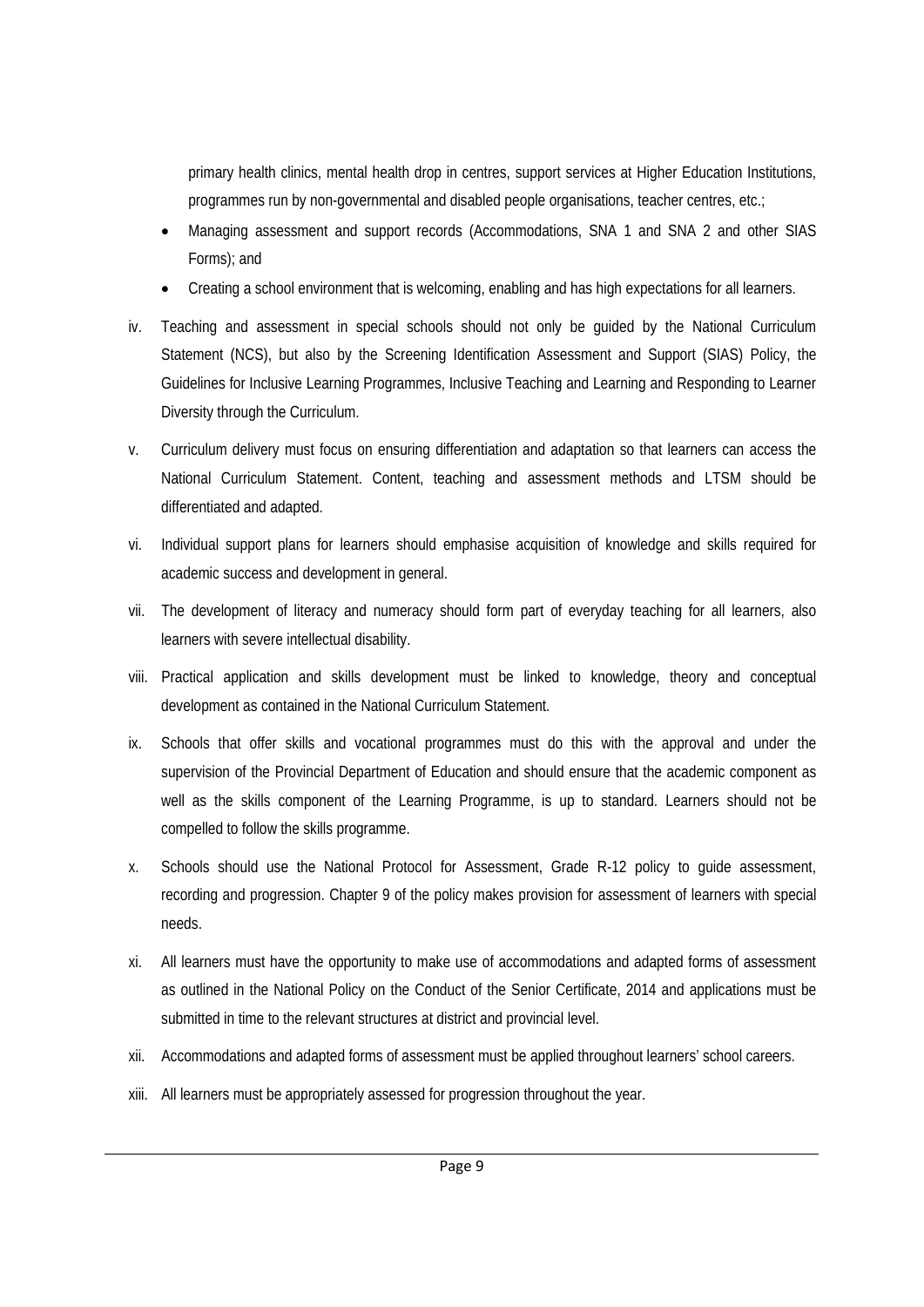primary health clinics, mental health drop in centres, support services at Higher Education Institutions, programmes run by non-governmental and disabled people organisations, teacher centres, etc.;

- Managing assessment and support records (Accommodations, SNA 1 and SNA 2 and other SIAS Forms); and
- Creating a school environment that is welcoming, enabling and has high expectations for all learners.

iv. Teaching and assessment in special schools should not only be guided by the National Curriculum Statement (NCS), but also by the Screening Identification Assessment and Support (SIAS) Policy, the Guidelines for Inclusive Learning Programmes, Inclusive Teaching and Learning and Responding to Learner Diversity through the Curriculum.

v. Curriculum delivery must focus on ensuring differentiation and adaptation so that learners can access the National Curriculum Statement. Content, teaching and assessment methods and LTSM should be differentiated and adapted.

vi. Individual support plans for learners should emphasise acquisition of knowledge and skills required for academic success and development in general.

vii. The development of literacy and numeracy should form part of everyday teaching for all learners, also learners with severe intellectual disability.

viii. Practical application and skills development must be linked to knowledge, theory and conceptual development as contained in the National Curriculum Statement.

ix. Schools that offer skills and vocational programmes must do this with the approval and under the supervision of the Provincial Department of Education and should ensure that the academic component as well as the skills component of the Learning Programme, is up to standard. Learners should not be compelled to follow the skills programme.

x. Schools should use the National Protocol for Assessment, Grade R-12 policy to guide assessment, recording and progression. Chapter 9 of the policy makes provision for assessment of learners with special needs.

xi. All learners must have the opportunity to make use of accommodations and adapted forms of assessment as outlined in the National Policy on the Conduct of the Senior Certificate, 2014 and applications must be submitted in time to the relevant structures at district and provincial level.

xii. Accommodations and adapted forms of assessment must be applied throughout learners' school careers.

xiii. All learners must be appropriately assessed for progression throughout the year.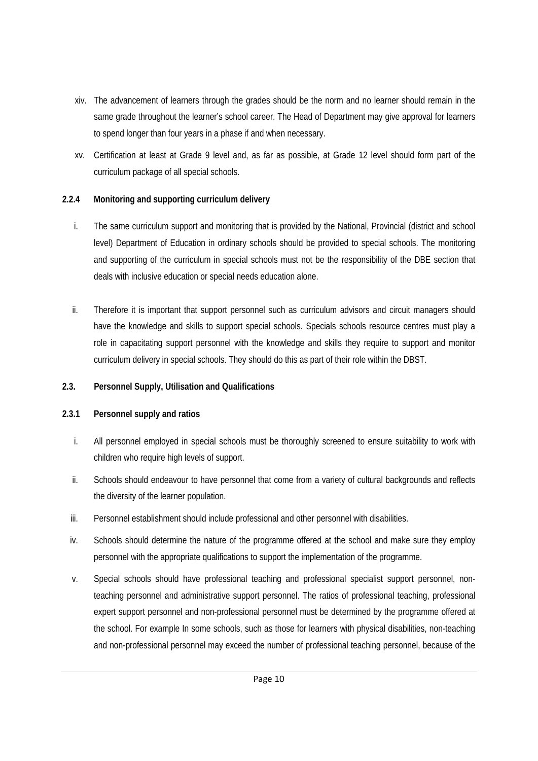xiv. The advancement of learners through the grades should be the norm and no learner should remain in the same grade throughout the learner's school career. The Head of Department may give approval for learners to spend longer than four years in a phase if and when necessary.

xv. Certification at least at Grade 9 level and, as far as possible, at Grade 12 level should form part of the curriculum package of all special schools.

**2.2.4 Monitoring and supporting curriculum delivery**

i. The same curriculum support and monitoring that is provided by the National, Provincial (district and school level) Department of Education in ordinary schools should be provided to special schools. The monitoring and supporting of the curriculum in special schools must not be the responsibility of the DBE section that deals with inclusive education or special needs education alone.

ii. Therefore it is important that support personnel such as curriculum advisors and circuit managers should have the knowledge and skills to support special schools. Specials schools resource centres must play a role in capacitating support personnel with the knowledge and skills they require to support and monitor curriculum delivery in special schools. They should do this as part of their role within the DBST.

**2.3. Personnel Supply, Utilisation and Qualifications**

**2.3.1 Personnel supply and ratios**

i. All personnel employed in special schools must be thoroughly screened to ensure suitability to work with children who require high levels of support.

ii. Schools should endeavour to have personnel that come from a variety of cultural backgrounds and reflects the diversity of the learner population.

iii. Personnel establishment should include professional and other personnel with disabilities.

iv. Schools should determine the nature of the programme offered at the school and make sure they employ personnel with the appropriate qualifications to support the implementation of the programme.

v. Special schools should have professional teaching and professional specialist support personnel, non-teaching personnel and administrative support personnel. The ratios of professional teaching, professional expert support personnel and non-professional personnel must be determined by the programme offered at the school. For example In some schools, such as those for learners with physical disabilities, non-teaching and non-professional personnel may exceed the number of professional teaching personnel, because of the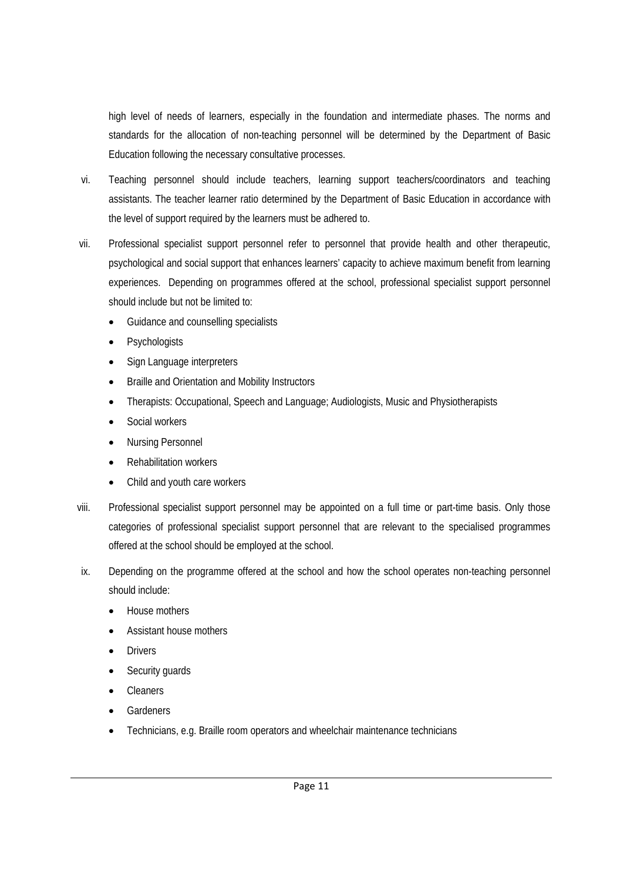high level of needs of learners, especially in the foundation and intermediate phases. The norms and standards for the allocation of non-teaching personnel will be determined by the Department of Basic Education following the necessary consultative processes.

vi. Teaching personnel should include teachers, learning support teachers/coordinators and teaching assistants. The teacher learner ratio determined by the Department of Basic Education in accordance with the level of support required by the learners must be adhered to.

vii. Professional specialist support personnel refer to personnel that provide health and other therapeutic, psychological and social support that enhances learners' capacity to achieve maximum benefit from learning experiences. Depending on programmes offered at the school, professional specialist support personnel should include but not be limited to:

- Guidance and counselling specialists
- Psychologists
- Sign Language interpreters
- Braille and Orientation and Mobility Instructors
- Therapists: Occupational, Speech and Language; Audiologists, Music and Physiotherapists
- Social workers
- Nursing Personnel
- Rehabilitation workers
- Child and youth care workers

viii. Professional specialist support personnel may be appointed on a full time or part-time basis. Only those categories of professional specialist support personnel that are relevant to the specialised programmes offered at the school should be employed at the school.

ix. Depending on the programme offered at the school and how the school operates non-teaching personnel should include:

- House mothers
- Assistant house mothers
- Drivers
- Security guards
- Cleaners
- Gardeners
- Technicians, e.g. Braille room operators and wheelchair maintenance technicians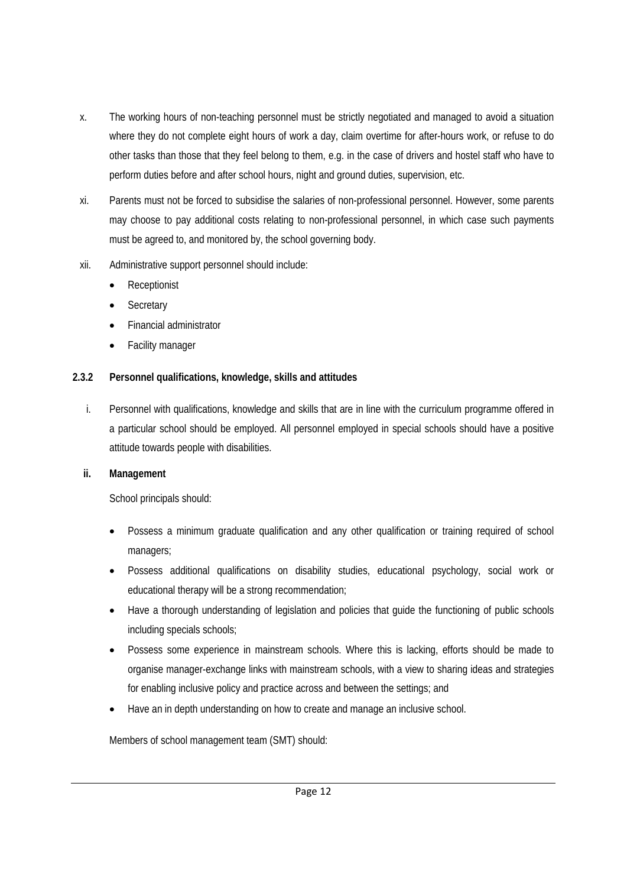x. The working hours of non-teaching personnel must be strictly negotiated and managed to avoid a situation where they do not complete eight hours of work a day, claim overtime for after-hours work, or refuse to do other tasks than those that they feel belong to them, e.g. in the case of drivers and hostel staff who have to perform duties before and after school hours, night and ground duties, supervision, etc.

xi. Parents must not be forced to subsidise the salaries of non-professional personnel. However, some parents may choose to pay additional costs relating to non-professional personnel, in which case such payments must be agreed to, and monitored by, the school governing body.

xii. Administrative support personnel should include:

- Receptionist
- Secretary
- Financial administrator
- Facility manager

#### 2.3.2 Personnel qualifications, knowledge, skills and attitudes

i. Personnel with qualifications, knowledge and skills that are in line with the curriculum programme offered in a particular school should be employed. All personnel employed in special schools should have a positive attitude towards people with disabilities.

**ii. Management**

School principals should:

- Possess a minimum graduate qualification and any other qualification or training required of school managers;
- Possess additional qualifications on disability studies, educational psychology, social work or educational therapy will be a strong recommendation;
- Have a thorough understanding of legislation and policies that guide the functioning of public schools including specials schools;
- Possess some experience in mainstream schools. Where this is lacking, efforts should be made to organise manager-exchange links with mainstream schools, with a view to sharing ideas and strategies for enabling inclusive policy and practice across and between the settings; and
- Have an in depth understanding on how to create and manage an inclusive school.

Members of school management team (SMT) should: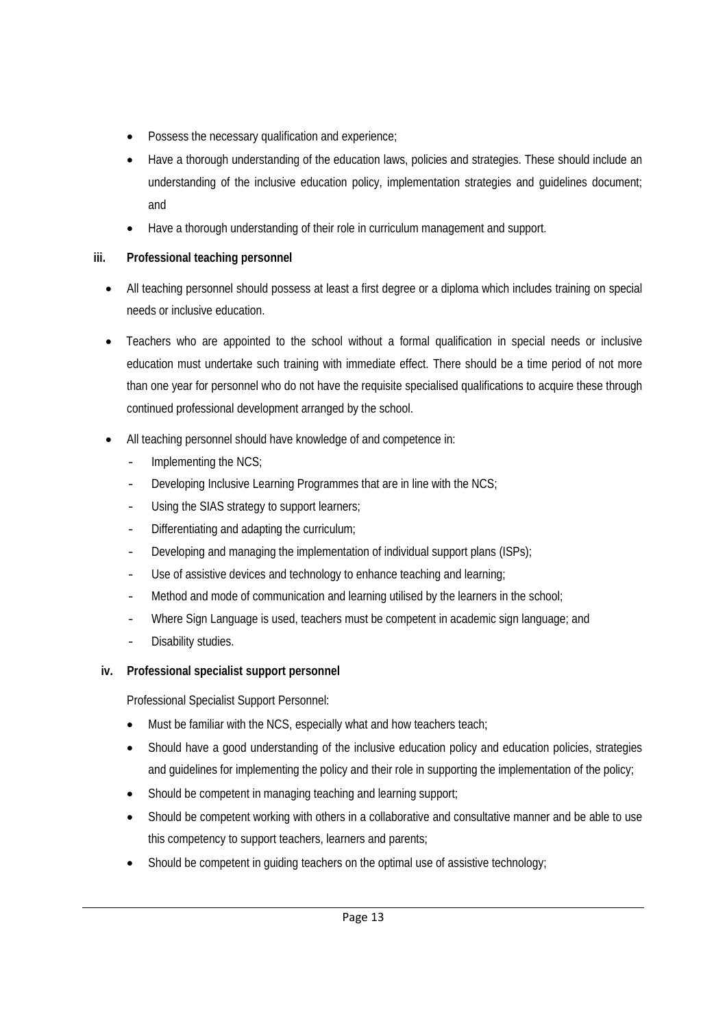- Possess the necessary qualification and experience;
- Have a thorough understanding of the education laws, policies and strategies. These should include an understanding of the inclusive education policy, implementation strategies and guidelines document; and
- Have a thorough understanding of their role in curriculum management and support.

**iii. Professional teaching personnel**

- All teaching personnel should possess at least a first degree or a diploma which includes training on special needs or inclusive education.
- Teachers who are appointed to the school without a formal qualification in special needs or inclusive education must undertake such training with immediate effect. There should be a time period of not more than one year for personnel who do not have the requisite specialised qualifications to acquire these through continued professional development arranged by the school.
- All teaching personnel should have knowledge of and competence in:
  - Implementing the NCS;
  - Developing Inclusive Learning Programmes that are in line with the NCS;
  - Using the SIAS strategy to support learners;
  - Differentiating and adapting the curriculum;
  - Developing and managing the implementation of individual support plans (ISPs);
  - Use of assistive devices and technology to enhance teaching and learning;
  - Method and mode of communication and learning utilised by the learners in the school;
  - Where Sign Language is used, teachers must be competent in academic sign language; and
  - Disability studies.

**iv. Professional specialist support personnel**

Professional Specialist Support Personnel:

- Must be familiar with the NCS, especially what and how teachers teach;
- Should have a good understanding of the inclusive education policy and education policies, strategies and guidelines for implementing the policy and their role in supporting the implementation of the policy;
- Should be competent in managing teaching and learning support;
- Should be competent working with others in a collaborative and consultative manner and be able to use this competency to support teachers, learners and parents;
- Should be competent in guiding teachers on the optimal use of assistive technology;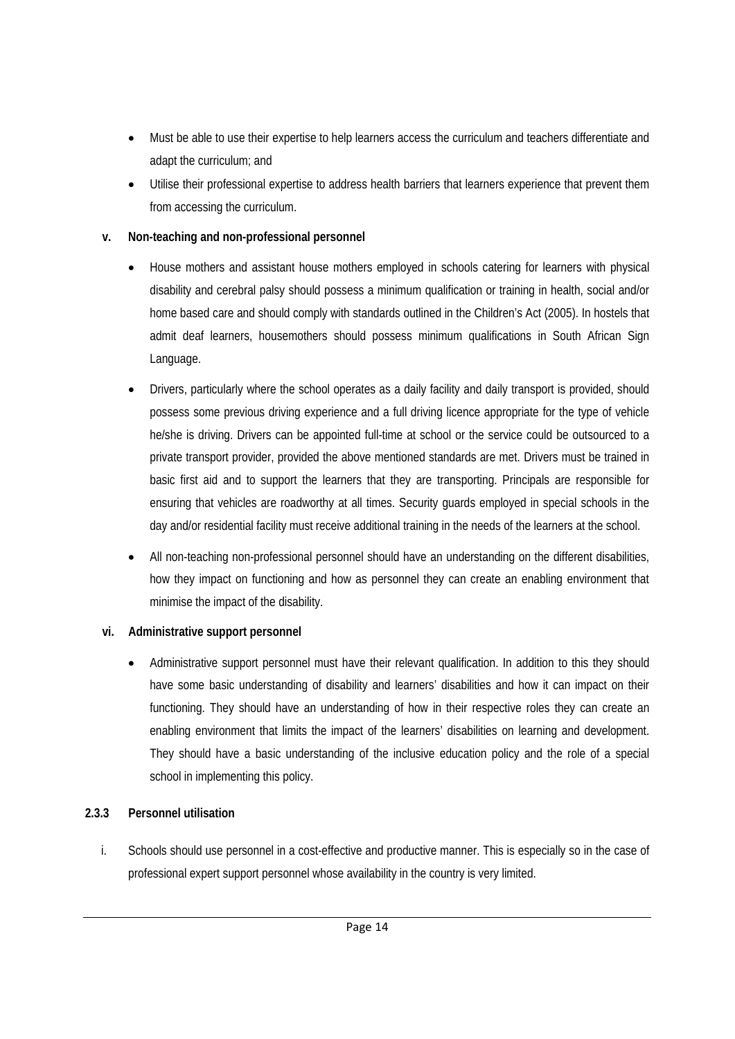- Must be able to use their expertise to help learners access the curriculum and teachers differentiate and adapt the curriculum; and
- Utilise their professional expertise to address health barriers that learners experience that prevent them from accessing the curriculum.

**v. Non-teaching and non-professional personnel**

- House mothers and assistant house mothers employed in schools catering for learners with physical disability and cerebral palsy should possess a minimum qualification or training in health, social and/or home based care and should comply with standards outlined in the Children's Act (2005). In hostels that admit deaf learners, housemothers should possess minimum qualifications in South African Sign Language.
- Drivers, particularly where the school operates as a daily facility and daily transport is provided, should possess some previous driving experience and a full driving licence appropriate for the type of vehicle he/she is driving. Drivers can be appointed full-time at school or the service could be outsourced to a private transport provider, provided the above mentioned standards are met. Drivers must be trained in basic first aid and to support the learners that they are transporting. Principals are responsible for ensuring that vehicles are roadworthy at all times. Security guards employed in special schools in the day and/or residential facility must receive additional training in the needs of the learners at the school.
- All non-teaching non-professional personnel should have an understanding on the different disabilities, how they impact on functioning and how as personnel they can create an enabling environment that minimise the impact of the disability.

**vi. Administrative support personnel**

- Administrative support personnel must have their relevant qualification. In addition to this they should have some basic understanding of disability and learners' disabilities and how it can impact on their functioning. They should have an understanding of how in their respective roles they can create an enabling environment that limits the impact of the learners' disabilities on learning and development. They should have a basic understanding of the inclusive education policy and the role of a special school in implementing this policy.

#### 2.3.3 Personnel utilisation

i. Schools should use personnel in a cost-effective and productive manner. This is especially so in the case of professional expert support personnel whose availability in the country is very limited.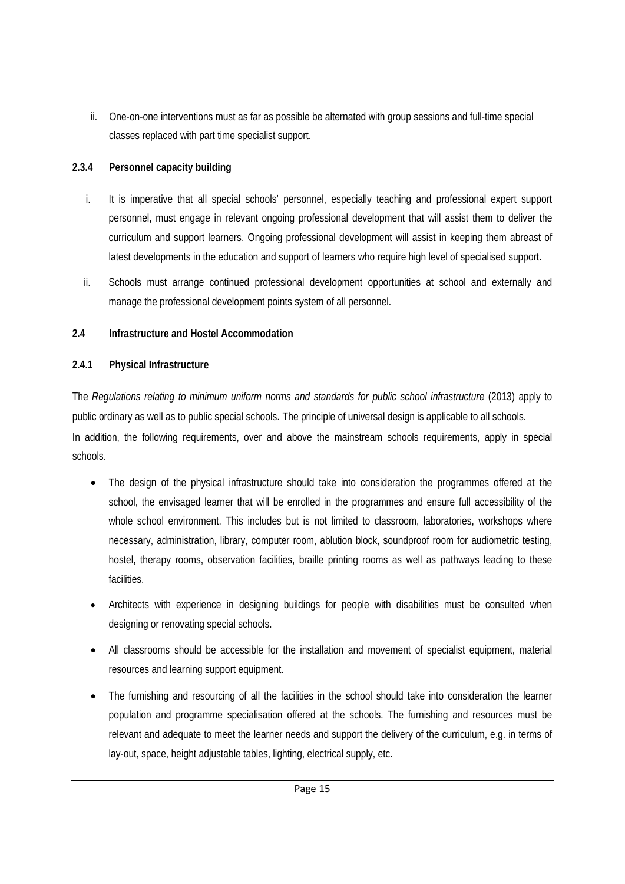ii. One-on-one interventions must as far as possible be alternated with group sessions and full-time special classes replaced with part time specialist support.

### 2.3.4 Personnel capacity building

i. It is imperative that all special schools' personnel, especially teaching and professional expert support personnel, must engage in relevant ongoing professional development that will assist them to deliver the curriculum and support learners. Ongoing professional development will assist in keeping them abreast of latest developments in the education and support of learners who require high level of specialised support.

ii. Schools must arrange continued professional development opportunities at school and externally and manage the professional development points system of all personnel.

## 2.4 Infrastructure and Hostel Accommodation

### 2.4.1 Physical Infrastructure

The *Regulations relating to minimum uniform norms and standards for public school infrastructure* (2013) apply to public ordinary as well as to public special schools. The principle of universal design is applicable to all schools.
In addition, the following requirements, over and above the mainstream schools requirements, apply in special schools.

- The design of the physical infrastructure should take into consideration the programmes offered at the school, the envisaged learner that will be enrolled in the programmes and ensure full accessibility of the whole school environment. This includes but is not limited to classroom, laboratories, workshops where necessary, administration, library, computer room, ablution block, soundproof room for audiometric testing, hostel, therapy rooms, observation facilities, braille printing rooms as well as pathways leading to these facilities.
- Architects with experience in designing buildings for people with disabilities must be consulted when designing or renovating special schools.
- All classrooms should be accessible for the installation and movement of specialist equipment, material resources and learning support equipment.
- The furnishing and resourcing of all the facilities in the school should take into consideration the learner population and programme specialisation offered at the schools. The furnishing and resources must be relevant and adequate to meet the learner needs and support the delivery of the curriculum, e.g. in terms of lay-out, space, height adjustable tables, lighting, electrical supply, etc.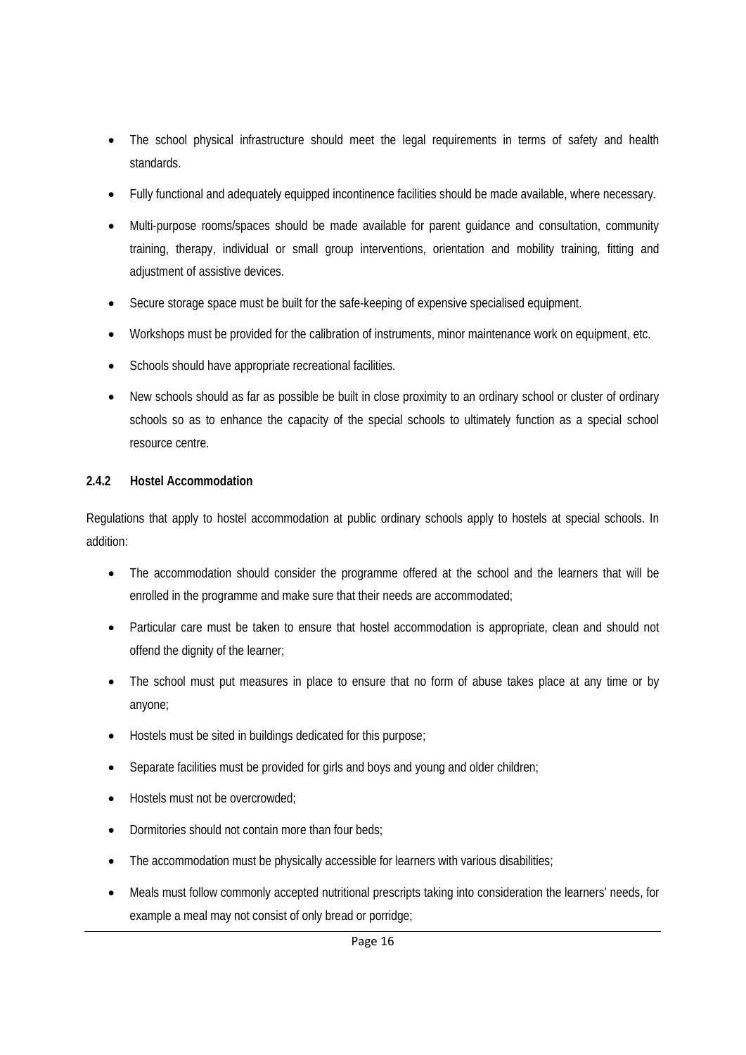- The school physical infrastructure should meet the legal requirements in terms of safety and health standards.
- Fully functional and adequately equipped incontinence facilities should be made available, where necessary.
- Multi-purpose rooms/spaces should be made available for parent guidance and consultation, community training, therapy, individual or small group interventions, orientation and mobility training, fitting and adjustment of assistive devices.
- Secure storage space must be built for the safe-keeping of expensive specialised equipment.
- Workshops must be provided for the calibration of instruments, minor maintenance work on equipment, etc.
- Schools should have appropriate recreational facilities.
- New schools should as far as possible be built in close proximity to an ordinary school or cluster of ordinary schools so as to enhance the capacity of the special schools to ultimately function as a special school resource centre.

### 2.4.2 Hostel Accommodation

Regulations that apply to hostel accommodation at public ordinary schools apply to hostels at special schools. In addition:

- The accommodation should consider the programme offered at the school and the learners that will be enrolled in the programme and make sure that their needs are accommodated;
- Particular care must be taken to ensure that hostel accommodation is appropriate, clean and should not offend the dignity of the learner;
- The school must put measures in place to ensure that no form of abuse takes place at any time or by anyone;
- Hostels must be sited in buildings dedicated for this purpose;
- Separate facilities must be provided for girls and boys and young and older children;
- Hostels must not be overcrowded;
- Dormitories should not contain more than four beds;
- The accommodation must be physically accessible for learners with various disabilities;
- Meals must follow commonly accepted nutritional prescripts taking into consideration the learners' needs, for example a meal may not consist of only bread or porridge;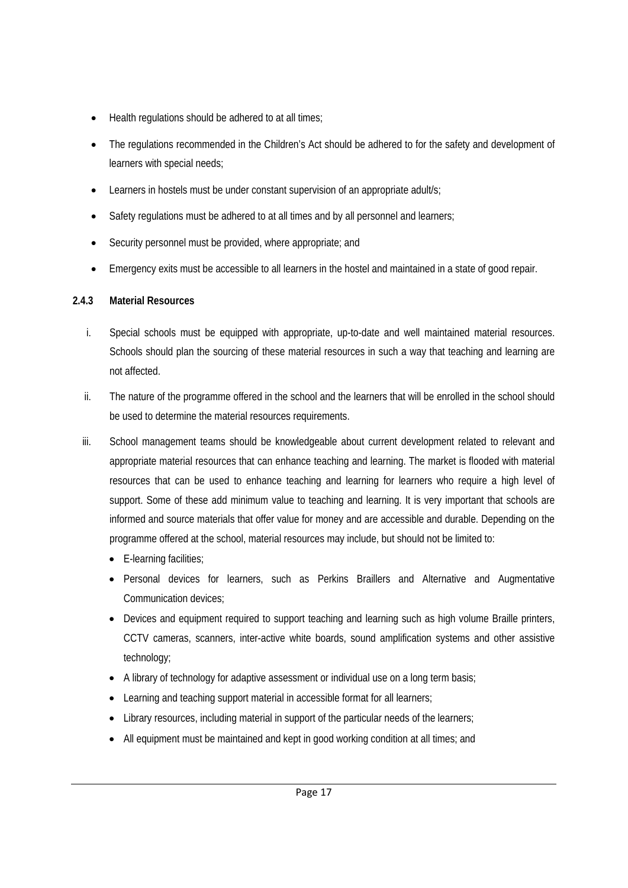- Health regulations should be adhered to at all times;
- The regulations recommended in the Children's Act should be adhered to for the safety and development of learners with special needs;
- Learners in hostels must be under constant supervision of an appropriate adult/s;
- Safety regulations must be adhered to at all times and by all personnel and learners;
- Security personnel must be provided, where appropriate; and
- Emergency exits must be accessible to all learners in the hostel and maintained in a state of good repair.

#### 2.4.3 Material Resources

i. Special schools must be equipped with appropriate, up-to-date and well maintained material resources. Schools should plan the sourcing of these material resources in such a way that teaching and learning are not affected.

ii. The nature of the programme offered in the school and the learners that will be enrolled in the school should be used to determine the material resources requirements.

iii. School management teams should be knowledgeable about current development related to relevant and appropriate material resources that can enhance teaching and learning. The market is flooded with material resources that can be used to enhance teaching and learning for learners who require a high level of support. Some of these add minimum value to teaching and learning. It is very important that schools are informed and source materials that offer value for money and are accessible and durable. Depending on the programme offered at the school, material resources may include, but should not be limited to:

   - E-learning facilities;
   - Personal devices for learners, such as Perkins Braillers and Alternative and Augmentative Communication devices;
   - Devices and equipment required to support teaching and learning such as high volume Braille printers, CCTV cameras, scanners, inter-active white boards, sound amplification systems and other assistive technology;
   - A library of technology for adaptive assessment or individual use on a long term basis;
   - Learning and teaching support material in accessible format for all learners;
   - Library resources, including material in support of the particular needs of the learners;
   - All equipment must be maintained and kept in good working condition at all times; and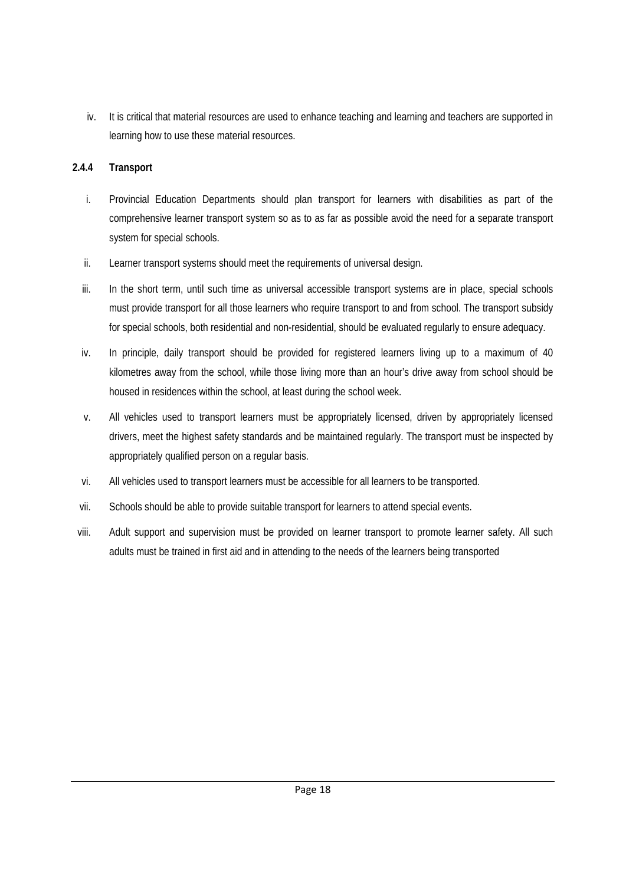iv. It is critical that material resources are used to enhance teaching and learning and teachers are supported in learning how to use these material resources.

#### 2.4.4 Transport

i. Provincial Education Departments should plan transport for learners with disabilities as part of the comprehensive learner transport system so as to as far as possible avoid the need for a separate transport system for special schools.

ii. Learner transport systems should meet the requirements of universal design.

iii. In the short term, until such time as universal accessible transport systems are in place, special schools must provide transport for all those learners who require transport to and from school. The transport subsidy for special schools, both residential and non-residential, should be evaluated regularly to ensure adequacy.

iv. In principle, daily transport should be provided for registered learners living up to a maximum of 40 kilometres away from the school, while those living more than an hour's drive away from school should be housed in residences within the school, at least during the school week.

v. All vehicles used to transport learners must be appropriately licensed, driven by appropriately licensed drivers, meet the highest safety standards and be maintained regularly. The transport must be inspected by appropriately qualified person on a regular basis.

vi. All vehicles used to transport learners must be accessible for all learners to be transported.

vii. Schools should be able to provide suitable transport for learners to attend special events.

viii. Adult support and supervision must be provided on learner transport to promote learner safety. All such adults must be trained in first aid and in attending to the needs of the learners being transported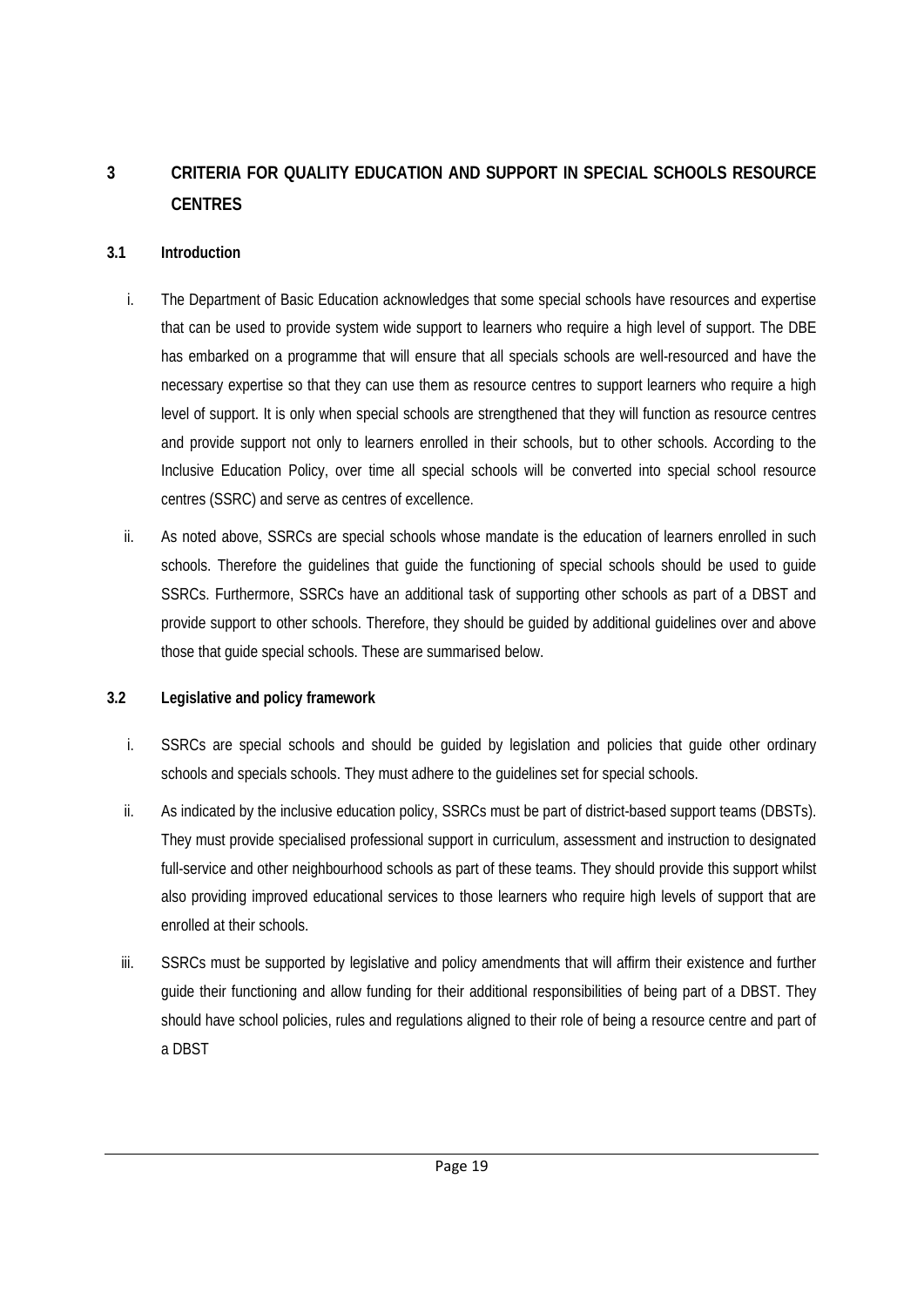# 3 CRITERIA FOR QUALITY EDUCATION AND SUPPORT IN SPECIAL SCHOOLS RESOURCE CENTRES

## 3.1 Introduction

i. The Department of Basic Education acknowledges that some special schools have resources and expertise that can be used to provide system wide support to learners who require a high level of support. The DBE has embarked on a programme that will ensure that all specials schools are well-resourced and have the necessary expertise so that they can use them as resource centres to support learners who require a high level of support. It is only when special schools are strengthened that they will function as resource centres and provide support not only to learners enrolled in their schools, but to other schools. According to the Inclusive Education Policy, over time all special schools will be converted into special school resource centres (SSRC) and serve as centres of excellence.

ii. As noted above, SSRCs are special schools whose mandate is the education of learners enrolled in such schools. Therefore the guidelines that guide the functioning of special schools should be used to guide SSRCs. Furthermore, SSRCs have an additional task of supporting other schools as part of a DBST and provide support to other schools. Therefore, they should be guided by additional guidelines over and above those that guide special schools. These are summarised below.

## 3.2 Legislative and policy framework

i. SSRCs are special schools and should be guided by legislation and policies that guide other ordinary schools and specials schools. They must adhere to the guidelines set for special schools.

ii. As indicated by the inclusive education policy, SSRCs must be part of district-based support teams (DBSTs). They must provide specialised professional support in curriculum, assessment and instruction to designated full-service and other neighbourhood schools as part of these teams. They should provide this support whilst also providing improved educational services to those learners who require high levels of support that are enrolled at their schools.

iii. SSRCs must be supported by legislative and policy amendments that will affirm their existence and further guide their functioning and allow funding for their additional responsibilities of being part of a DBST. They should have school policies, rules and regulations aligned to their role of being a resource centre and part of a DBST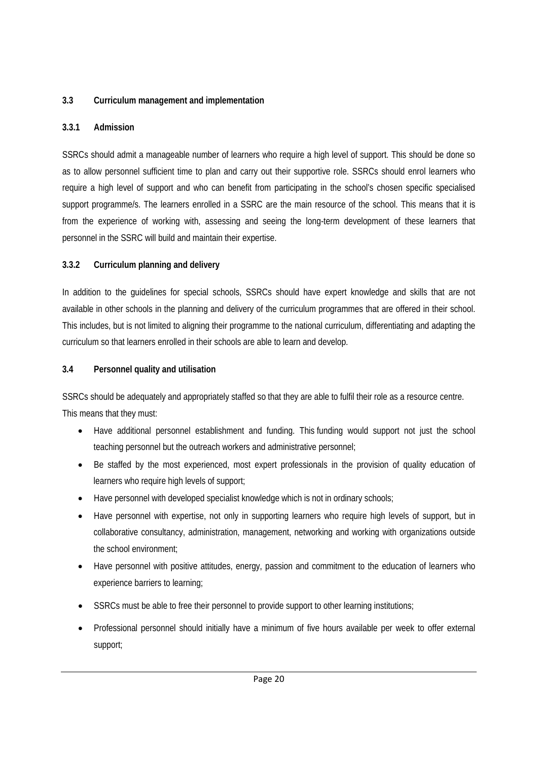### 3.3 Curriculum management and implementation

#### 3.3.1 Admission

SSRCs should admit a manageable number of learners who require a high level of support. This should be done so as to allow personnel sufficient time to plan and carry out their supportive role. SSRCs should enrol learners who require a high level of support and who can benefit from participating in the school's chosen specific specialised support programme/s. The learners enrolled in a SSRC are the main resource of the school. This means that it is from the experience of working with, assessing and seeing the long-term development of these learners that personnel in the SSRC will build and maintain their expertise.

#### 3.3.2 Curriculum planning and delivery

In addition to the guidelines for special schools, SSRCs should have expert knowledge and skills that are not available in other schools in the planning and delivery of the curriculum programmes that are offered in their school. This includes, but is not limited to aligning their programme to the national curriculum, differentiating and adapting the curriculum so that learners enrolled in their schools are able to learn and develop.

### 3.4 Personnel quality and utilisation

SSRCs should be adequately and appropriately staffed so that they are able to fulfil their role as a resource centre. This means that they must:

- Have additional personnel establishment and funding. This funding would support not just the school teaching personnel but the outreach workers and administrative personnel;
- Be staffed by the most experienced, most expert professionals in the provision of quality education of learners who require high levels of support;
- Have personnel with developed specialist knowledge which is not in ordinary schools;
- Have personnel with expertise, not only in supporting learners who require high levels of support, but in collaborative consultancy, administration, management, networking and working with organizations outside the school environment;
- Have personnel with positive attitudes, energy, passion and commitment to the education of learners who experience barriers to learning;
- SSRCs must be able to free their personnel to provide support to other learning institutions;
- Professional personnel should initially have a minimum of five hours available per week to offer external support;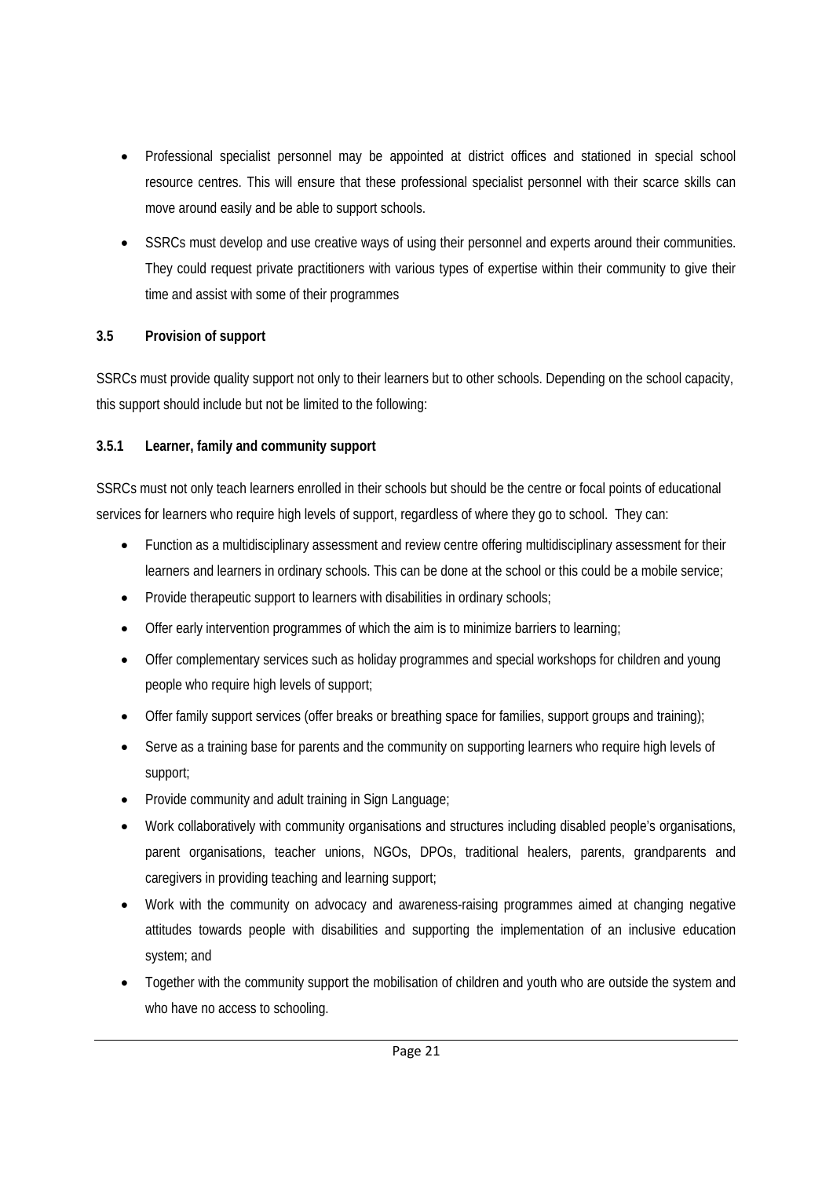- Professional specialist personnel may be appointed at district offices and stationed in special school resource centres. This will ensure that these professional specialist personnel with their scarce skills can move around easily and be able to support schools.
- SSRCs must develop and use creative ways of using their personnel and experts around their communities. They could request private practitioners with various types of expertise within their community to give their time and assist with some of their programmes

### 3.5 Provision of support

SSRCs must provide quality support not only to their learners but to other schools. Depending on the school capacity, this support should include but not be limited to the following:

#### 3.5.1 Learner, family and community support

SSRCs must not only teach learners enrolled in their schools but should be the centre or focal points of educational services for learners who require high levels of support, regardless of where they go to school. They can:

- Function as a multidisciplinary assessment and review centre offering multidisciplinary assessment for their learners and learners in ordinary schools. This can be done at the school or this could be a mobile service;
- Provide therapeutic support to learners with disabilities in ordinary schools;
- Offer early intervention programmes of which the aim is to minimize barriers to learning;
- Offer complementary services such as holiday programmes and special workshops for children and young people who require high levels of support;
- Offer family support services (offer breaks or breathing space for families, support groups and training);
- Serve as a training base for parents and the community on supporting learners who require high levels of support;
- Provide community and adult training in Sign Language;
- Work collaboratively with community organisations and structures including disabled people's organisations, parent organisations, teacher unions, NGOs, DPOs, traditional healers, parents, grandparents and caregivers in providing teaching and learning support;
- Work with the community on advocacy and awareness-raising programmes aimed at changing negative attitudes towards people with disabilities and supporting the implementation of an inclusive education system; and
- Together with the community support the mobilisation of children and youth who are outside the system and who have no access to schooling.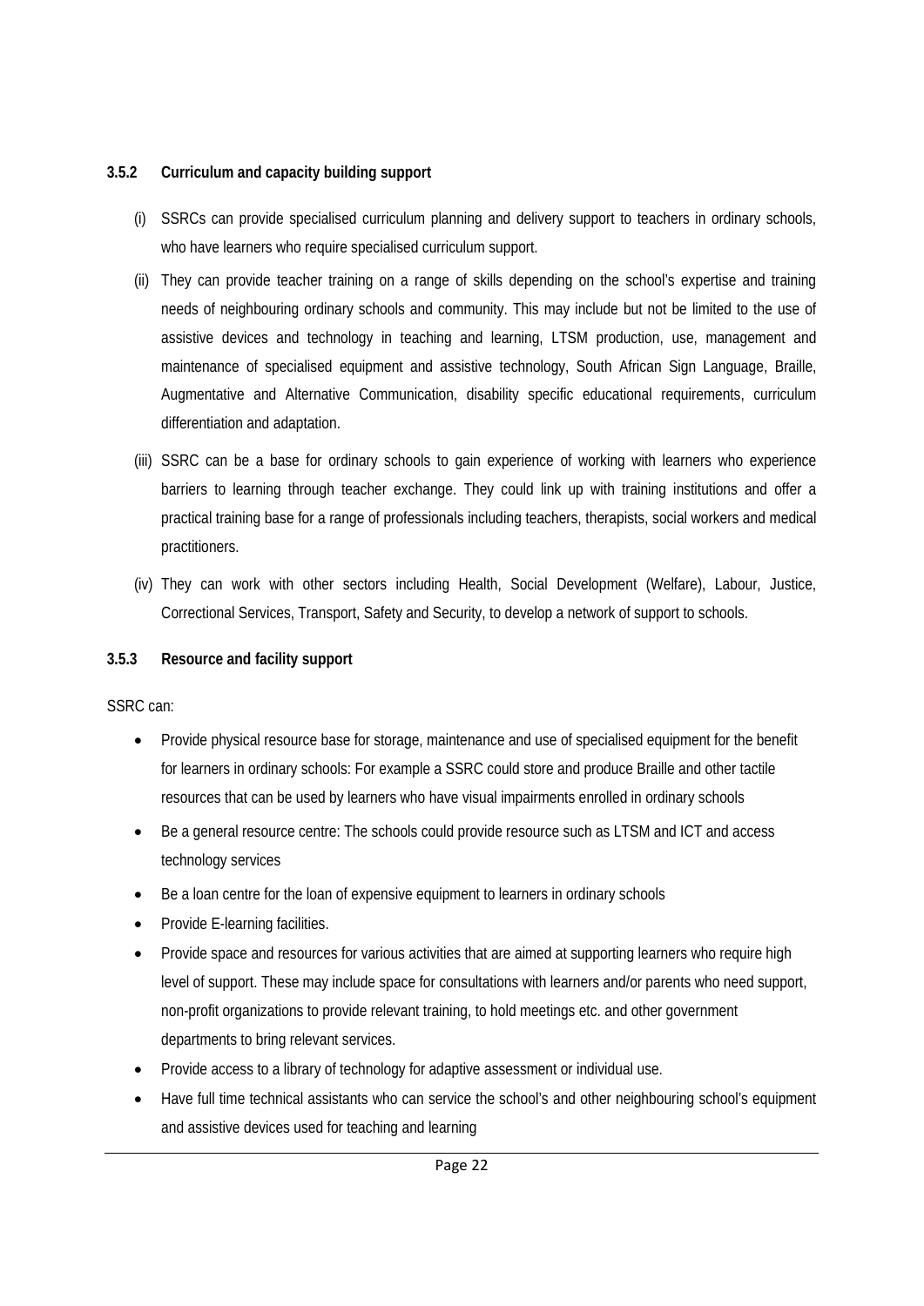### 3.5.2 Curriculum and capacity building support

(i) SSRCs can provide specialised curriculum planning and delivery support to teachers in ordinary schools, who have learners who require specialised curriculum support.

(ii) They can provide teacher training on a range of skills depending on the school's expertise and training needs of neighbouring ordinary schools and community. This may include but not be limited to the use of assistive devices and technology in teaching and learning, LTSM production, use, management and maintenance of specialised equipment and assistive technology, South African Sign Language, Braille, Augmentative and Alternative Communication, disability specific educational requirements, curriculum differentiation and adaptation.

(iii) SSRC can be a base for ordinary schools to gain experience of working with learners who experience barriers to learning through teacher exchange. They could link up with training institutions and offer a practical training base for a range of professionals including teachers, therapists, social workers and medical practitioners.

(iv) They can work with other sectors including Health, Social Development (Welfare), Labour, Justice, Correctional Services, Transport, Safety and Security, to develop a network of support to schools.

### 3.5.3 Resource and facility support

SSRC can:

- Provide physical resource base for storage, maintenance and use of specialised equipment for the benefit for learners in ordinary schools: For example a SSRC could store and produce Braille and other tactile resources that can be used by learners who have visual impairments enrolled in ordinary schools
- Be a general resource centre: The schools could provide resource such as LTSM and ICT and access technology services
- Be a loan centre for the loan of expensive equipment to learners in ordinary schools
- Provide E-learning facilities.
- Provide space and resources for various activities that are aimed at supporting learners who require high level of support. These may include space for consultations with learners and/or parents who need support, non-profit organizations to provide relevant training, to hold meetings etc. and other government departments to bring relevant services.
- Provide access to a library of technology for adaptive assessment or individual use.
- Have full time technical assistants who can service the school's and other neighbouring school's equipment and assistive devices used for teaching and learning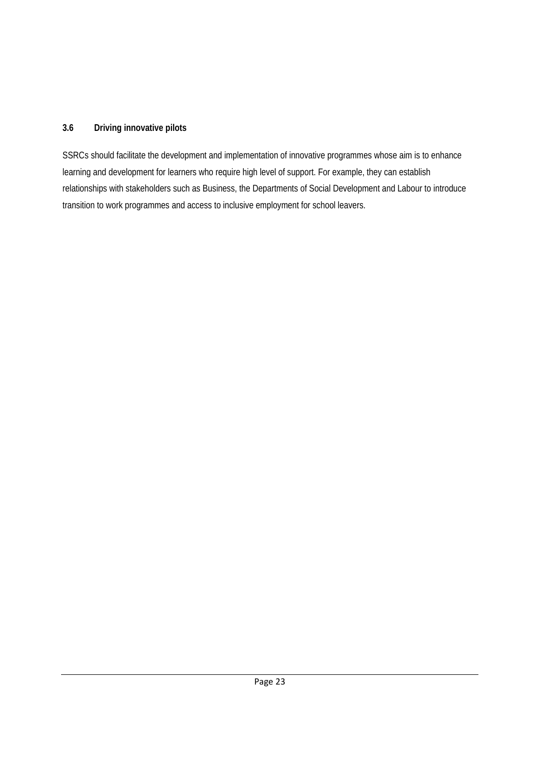### 3.6 Driving innovative pilots

SSRCs should facilitate the development and implementation of innovative programmes whose aim is to enhance learning and development for learners who require high level of support. For example, they can establish relationships with stakeholders such as Business, the Departments of Social Development and Labour to introduce transition to work programmes and access to inclusive employment for school leavers.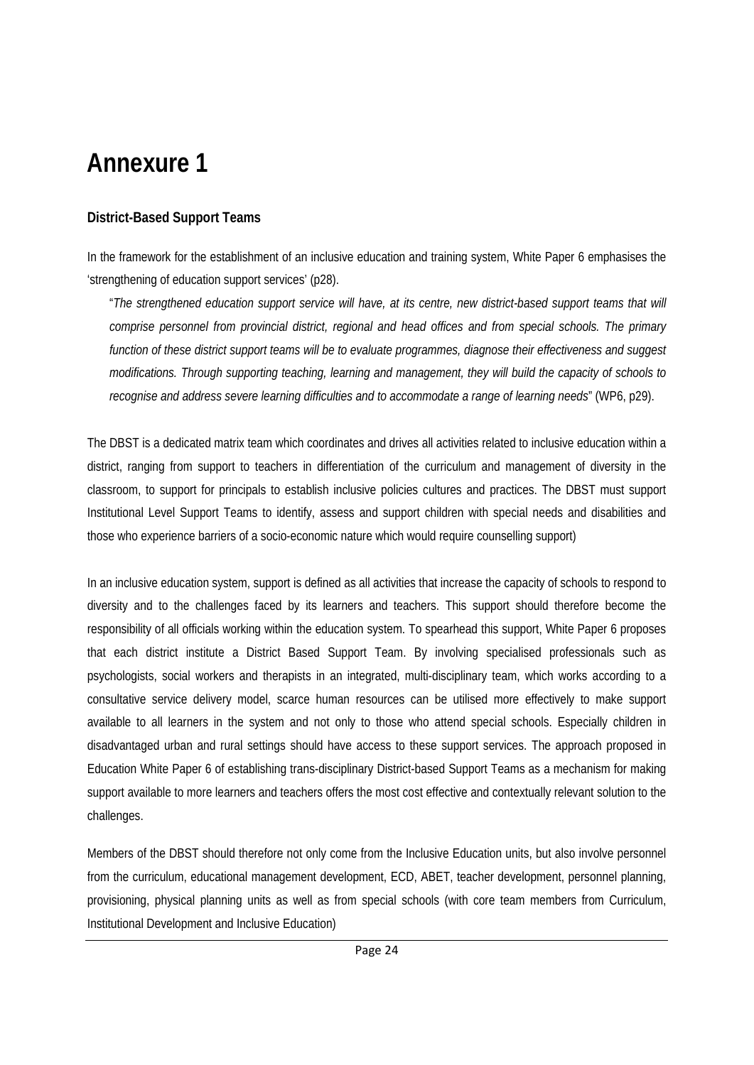# Annexure 1

**District-Based Support Teams**

In the framework for the establishment of an inclusive education and training system, White Paper 6 emphasises the 'strengthening of education support services' (p28).

> "*The strengthened education support service will have, at its centre, new district-based support teams that will comprise personnel from provincial district, regional and head offices and from special schools. The primary function of these district support teams will be to evaluate programmes, diagnose their effectiveness and suggest modifications. Through supporting teaching, learning and management, they will build the capacity of schools to recognise and address severe learning difficulties and to accommodate a range of learning needs*" (WP6, p29).

The DBST is a dedicated matrix team which coordinates and drives all activities related to inclusive education within a district, ranging from support to teachers in differentiation of the curriculum and management of diversity in the classroom, to support for principals to establish inclusive policies cultures and practices. The DBST must support Institutional Level Support Teams to identify, assess and support children with special needs and disabilities and those who experience barriers of a socio-economic nature which would require counselling support)

In an inclusive education system, support is defined as all activities that increase the capacity of schools to respond to diversity and to the challenges faced by its learners and teachers. This support should therefore become the responsibility of all officials working within the education system. To spearhead this support, White Paper 6 proposes that each district institute a District Based Support Team. By involving specialised professionals such as psychologists, social workers and therapists in an integrated, multi-disciplinary team, which works according to a consultative service delivery model, scarce human resources can be utilised more effectively to make support available to all learners in the system and not only to those who attend special schools. Especially children in disadvantaged urban and rural settings should have access to these support services. The approach proposed in Education White Paper 6 of establishing trans-disciplinary District-based Support Teams as a mechanism for making support available to more learners and teachers offers the most cost effective and contextually relevant solution to the challenges.

Members of the DBST should therefore not only come from the Inclusive Education units, but also involve personnel from the curriculum, educational management development, ECD, ABET, teacher development, personnel planning, provisioning, physical planning units as well as from special schools (with core team members from Curriculum, Institutional Development and Inclusive Education)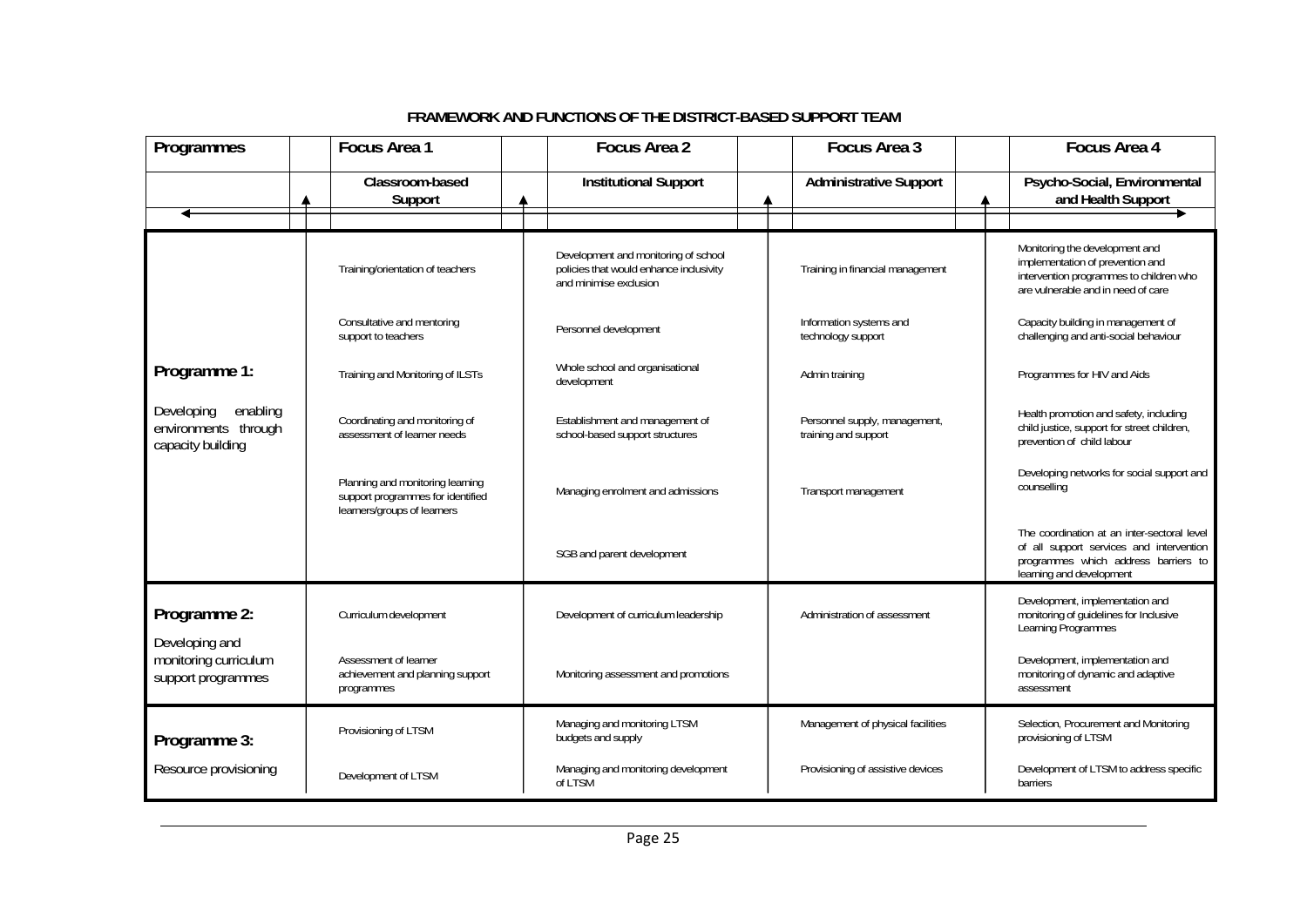**FRAMEWORK AND FUNCTIONS OF THE DISTRICT-BASED SUPPORT TEAM**

| Programmes | Focus Area 1 | Focus Area 2 | Focus Area 3 | Focus Area 4 |
|---|---|---|---|---|
| | **Classroom-based Support** | **Institutional Support** | **Administrative Support** | **Psycho-Social, Environmental and Health Support** |
| **Programme 1:** Developing enabling environments through capacity building | Training/orientation of teachers | Development and monitoring of school policies that would enhance inclusivity and minimise exclusion | Training in financial management | Monitoring the development and implementation of prevention and intervention programmes to children who are vulnerable and in need of care |
| | Consultative and mentoring support to teachers | Personnel development | Information systems and technology support | Capacity building in management of challenging and anti-social behaviour |
| | Training and Monitoring of ILSTs | Whole school and organisational development | Admin training | Programmes for HIV and Aids |
| | Coordinating and monitoring of assessment of learner needs | Establishment and management of school-based support structures | Personnel supply, management, training and support | Health promotion and safety, including child justice, support for street children, prevention of child labour |
| | Planning and monitoring learning support programmes for identified learners/groups of learners | Managing enrolment and admissions | Transport management | Developing networks for social support and counselling |
| | | SGB and parent development | | The coordination at an inter-sectoral level of all support services and intervention programmes which address barriers to learning and development |
| **Programme 2:** Developing and monitoring curriculum support programmes | Curriculum development | Development of curriculum leadership | Administration of assessment | Development, implementation and monitoring of guidelines for Inclusive Learning Programmes |
| | Assessment of learner achievement and planning support programmes | Monitoring assessment and promotions | | Development, implementation and monitoring of dynamic and adaptive assessment |
| **Programme 3:** Resource provisioning | Provisioning of LTSM | Managing and monitoring LTSM budgets and supply | Management of physical facilities | Selection, Procurement and Monitoring provisioning of LTSM |
| | Development of LTSM | Managing and monitoring development of LTSM | Provisioning of assistive devices | Development of LTSM to address specific barriers |